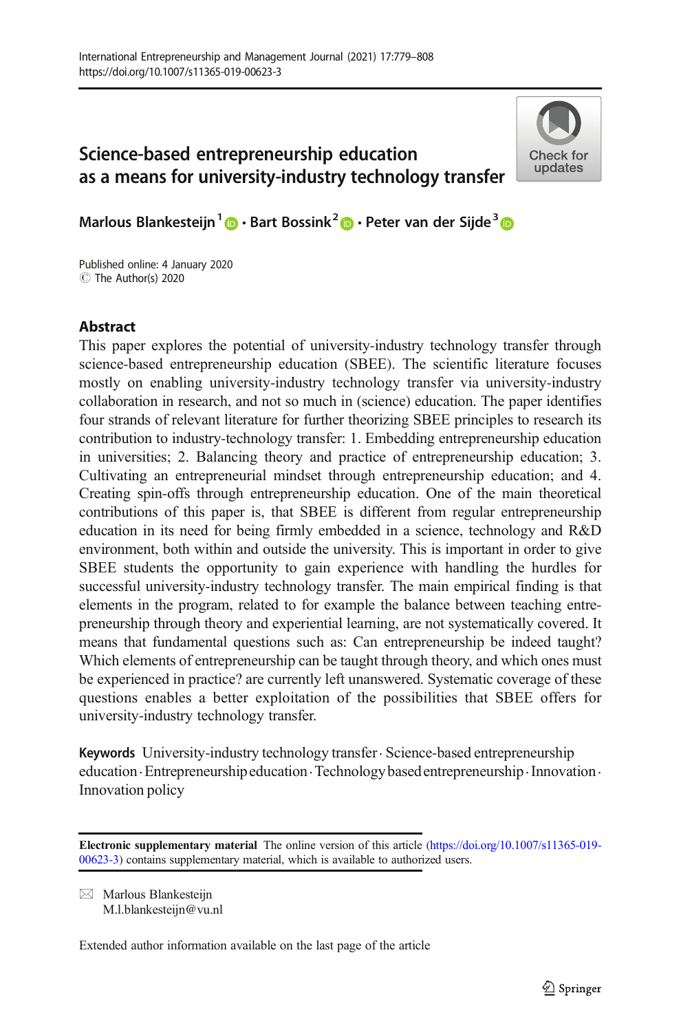# Science-based entrepreneurship education as a means for university-industry technology transfer

Marlous Blankesteijn[1] · Bart Bossink[2] · Peter van der Sijde[3]

Published online: 4 January 2020
© The Author(s) 2020

## Abstract

This paper explores the potential of university-industry technology transfer through science-based entrepreneurship education (SBEE). The scientific literature focuses mostly on enabling university-industry technology transfer via university-industry collaboration in research, and not so much in (science) education. The paper identifies four strands of relevant literature for further theorizing SBEE principles to research its contribution to industry-technology transfer: 1. Embedding entrepreneurship education in universities; 2. Balancing theory and practice of entrepreneurship education; 3. Cultivating an entrepreneurial mindset through entrepreneurship education; and 4. Creating spin-offs through entrepreneurship education. One of the main theoretical contributions of this paper is, that SBEE is different from regular entrepreneurship education in its need for being firmly embedded in a science, technology and R&D environment, both within and outside the university. This is important in order to give SBEE students the opportunity to gain experience with handling the hurdles for successful university-industry technology transfer. The main empirical finding is that elements in the program, related to for example the balance between teaching entrepreneurship through theory and experiential learning, are not systematically covered. It means that fundamental questions such as: Can entrepreneurship be indeed taught? Which elements of entrepreneurship can be taught through theory, and which ones must be experienced in practice? are currently left unanswered. Systematic coverage of these questions enables a better exploitation of the possibilities that SBEE offers for university-industry technology transfer.

**Keywords** University-industry technology transfer · Science-based entrepreneurship education · Entrepreneurship education · Technology based entrepreneurship · Innovation · Innovation policy

**Electronic supplementary material** The online version of this article (https://doi.org/10.1007/s11365-019-00623-3) contains supplementary material, which is available to authorized users.

✉ Marlous Blankesteijn
M.l.blankesteijn@vu.nl

Extended author information available on the last page of the article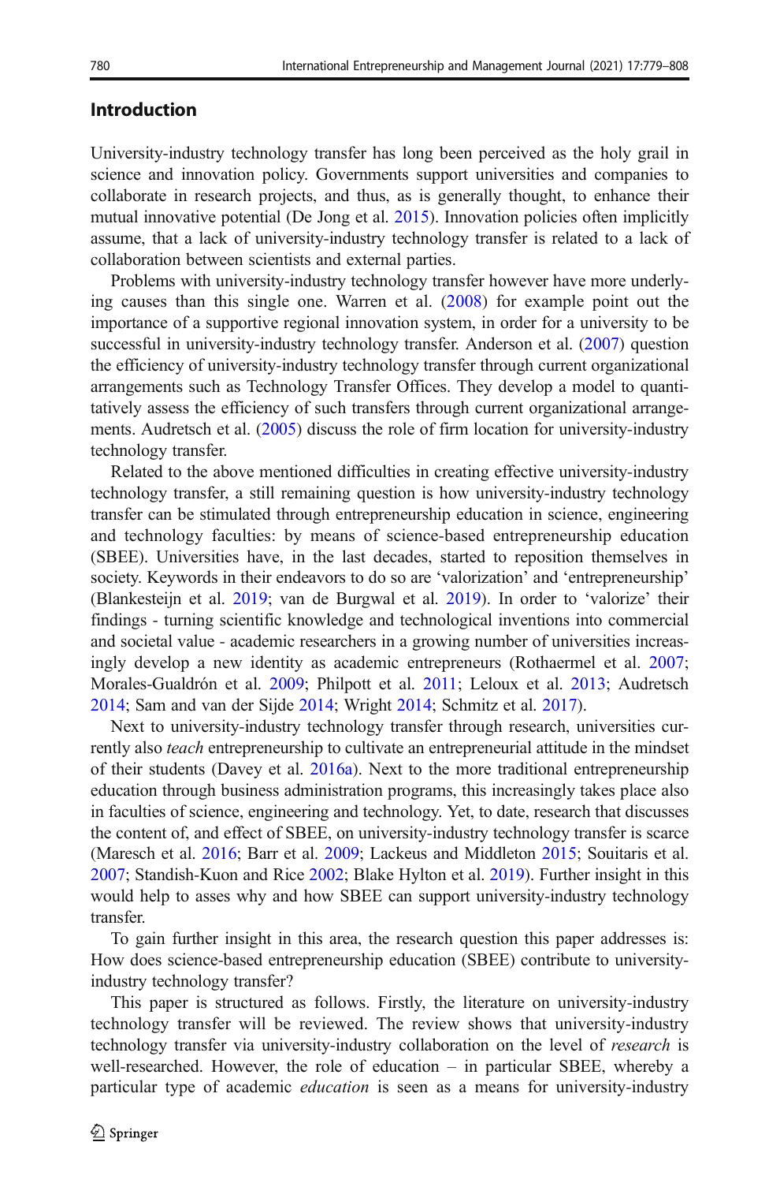## Introduction

University-industry technology transfer has long been perceived as the holy grail in science and innovation policy. Governments support universities and companies to collaborate in research projects, and thus, as is generally thought, to enhance their mutual innovative potential (De Jong et al. 2015). Innovation policies often implicitly assume, that a lack of university-industry technology transfer is related to a lack of collaboration between scientists and external parties.

Problems with university-industry technology transfer however have more underlying causes than this single one. Warren et al. (2008) for example point out the importance of a supportive regional innovation system, in order for a university to be successful in university-industry technology transfer. Anderson et al. (2007) question the efficiency of university-industry technology transfer through current organizational arrangements such as Technology Transfer Offices. They develop a model to quantitatively assess the efficiency of such transfers through current organizational arrangements. Audretsch et al. (2005) discuss the role of firm location for university-industry technology transfer.

Related to the above mentioned difficulties in creating effective university-industry technology transfer, a still remaining question is how university-industry technology transfer can be stimulated through entrepreneurship education in science, engineering and technology faculties: by means of science-based entrepreneurship education (SBEE). Universities have, in the last decades, started to reposition themselves in society. Keywords in their endeavors to do so are 'valorization' and 'entrepreneurship' (Blankesteijn et al. 2019; van de Burgwal et al. 2019). In order to 'valorize' their findings - turning scientific knowledge and technological inventions into commercial and societal value - academic researchers in a growing number of universities increasingly develop a new identity as academic entrepreneurs (Rothaermel et al. 2007; Morales-Gualdrón et al. 2009; Philpott et al. 2011; Leloux et al. 2013; Audretsch 2014; Sam and van der Sijde 2014; Wright 2014; Schmitz et al. 2017).

Next to university-industry technology transfer through research, universities currently also *teach* entrepreneurship to cultivate an entrepreneurial attitude in the mindset of their students (Davey et al. 2016a). Next to the more traditional entrepreneurship education through business administration programs, this increasingly takes place also in faculties of science, engineering and technology. Yet, to date, research that discusses the content of, and effect of SBEE, on university-industry technology transfer is scarce (Maresch et al. 2016; Barr et al. 2009; Lackeus and Middleton 2015; Souitaris et al. 2007; Standish-Kuon and Rice 2002; Blake Hylton et al. 2019). Further insight in this would help to asses why and how SBEE can support university-industry technology transfer.

To gain further insight in this area, the research question this paper addresses is: How does science-based entrepreneurship education (SBEE) contribute to university-industry technology transfer?

This paper is structured as follows. Firstly, the literature on university-industry technology transfer will be reviewed. The review shows that university-industry technology transfer via university-industry collaboration on the level of *research* is well-researched. However, the role of education – in particular SBEE, whereby a particular type of academic *education* is seen as a means for university-industry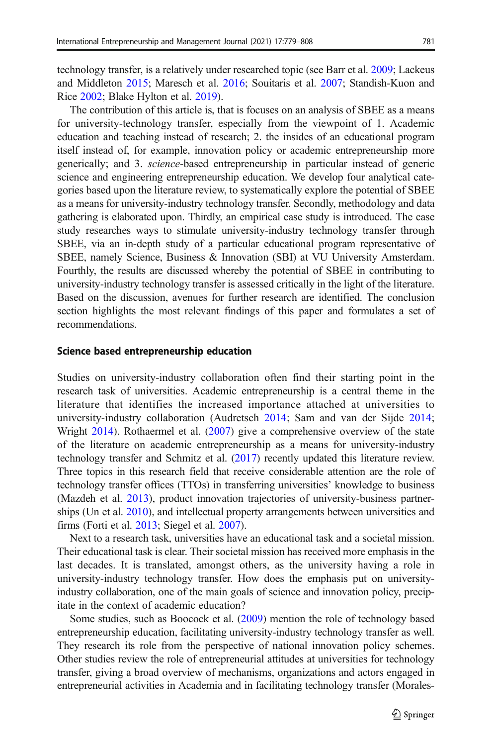technology transfer, is a relatively under researched topic (see Barr et al. 2009; Lackeus and Middleton 2015; Maresch et al. 2016; Souitaris et al. 2007; Standish-Kuon and Rice 2002; Blake Hylton et al. 2019).

The contribution of this article is, that is focuses on an analysis of SBEE as a means for university-technology transfer, especially from the viewpoint of 1. Academic education and teaching instead of research; 2. the insides of an educational program itself instead of, for example, innovation policy or academic entrepreneurship more generically; and 3. *science*-based entrepreneurship in particular instead of generic science and engineering entrepreneurship education. We develop four analytical categories based upon the literature review, to systematically explore the potential of SBEE as a means for university-industry technology transfer. Secondly, methodology and data gathering is elaborated upon. Thirdly, an empirical case study is introduced. The case study researches ways to stimulate university-industry technology transfer through SBEE, via an in-depth study of a particular educational program representative of SBEE, namely Science, Business & Innovation (SBI) at VU University Amsterdam. Fourthly, the results are discussed whereby the potential of SBEE in contributing to university-industry technology transfer is assessed critically in the light of the literature. Based on the discussion, avenues for further research are identified. The conclusion section highlights the most relevant findings of this paper and formulates a set of recommendations.

## Science based entrepreneurship education

Studies on university-industry collaboration often find their starting point in the research task of universities. Academic entrepreneurship is a central theme in the literature that identifies the increased importance attached at universities to university-industry collaboration (Audretsch 2014; Sam and van der Sijde 2014; Wright 2014). Rothaermel et al. (2007) give a comprehensive overview of the state of the literature on academic entrepreneurship as a means for university-industry technology transfer and Schmitz et al. (2017) recently updated this literature review. Three topics in this research field that receive considerable attention are the role of technology transfer offices (TTOs) in transferring universities' knowledge to business (Mazdeh et al. 2013), product innovation trajectories of university-business partnerships (Un et al. 2010), and intellectual property arrangements between universities and firms (Forti et al. 2013; Siegel et al. 2007).

Next to a research task, universities have an educational task and a societal mission. Their educational task is clear. Their societal mission has received more emphasis in the last decades. It is translated, amongst others, as the university having a role in university-industry technology transfer. How does the emphasis put on university-industry collaboration, one of the main goals of science and innovation policy, precipitate in the context of academic education?

Some studies, such as Boocock et al. (2009) mention the role of technology based entrepreneurship education, facilitating university-industry technology transfer as well. They research its role from the perspective of national innovation policy schemes. Other studies review the role of entrepreneurial attitudes at universities for technology transfer, giving a broad overview of mechanisms, organizations and actors engaged in entrepreneurial activities in Academia and in facilitating technology transfer (Morales-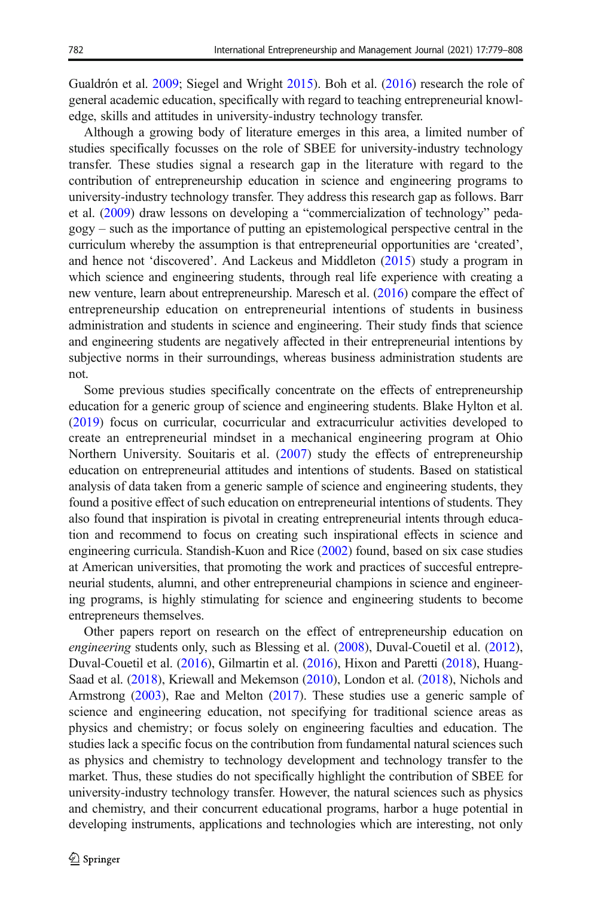Gualdrón et al. 2009; Siegel and Wright 2015). Boh et al. (2016) research the role of general academic education, specifically with regard to teaching entrepreneurial knowledge, skills and attitudes in university-industry technology transfer.

Although a growing body of literature emerges in this area, a limited number of studies specifically focusses on the role of SBEE for university-industry technology transfer. These studies signal a research gap in the literature with regard to the contribution of entrepreneurship education in science and engineering programs to university-industry technology transfer. They address this research gap as follows. Barr et al. (2009) draw lessons on developing a "commercialization of technology" pedagogy – such as the importance of putting an epistemological perspective central in the curriculum whereby the assumption is that entrepreneurial opportunities are 'created', and hence not 'discovered'. And Lackeus and Middleton (2015) study a program in which science and engineering students, through real life experience with creating a new venture, learn about entrepreneurship. Maresch et al. (2016) compare the effect of entrepreneurship education on entrepreneurial intentions of students in business administration and students in science and engineering. Their study finds that science and engineering students are negatively affected in their entrepreneurial intentions by subjective norms in their surroundings, whereas business administration students are not.

Some previous studies specifically concentrate on the effects of entrepreneurship education for a generic group of science and engineering students. Blake Hylton et al. (2019) focus on curricular, cocurricular and extracurriculur activities developed to create an entrepreneurial mindset in a mechanical engineering program at Ohio Northern University. Souitaris et al. (2007) study the effects of entrepreneurship education on entrepreneurial attitudes and intentions of students. Based on statistical analysis of data taken from a generic sample of science and engineering students, they found a positive effect of such education on entrepreneurial intentions of students. They also found that inspiration is pivotal in creating entrepreneurial intents through education and recommend to focus on creating such inspirational effects in science and engineering curricula. Standish-Kuon and Rice (2002) found, based on six case studies at American universities, that promoting the work and practices of succesful entrepreneurial students, alumni, and other entrepreneurial champions in science and engineering programs, is highly stimulating for science and engineering students to become entrepreneurs themselves.

Other papers report on research on the effect of entrepreneurship education on *engineering* students only, such as Blessing et al. (2008), Duval-Couetil et al. (2012), Duval-Couetil et al. (2016), Gilmartin et al. (2016), Hixon and Paretti (2018), Huang-Saad et al. (2018), Kriewall and Mekemson (2010), London et al. (2018), Nichols and Armstrong (2003), Rae and Melton (2017). These studies use a generic sample of science and engineering education, not specifying for traditional science areas as physics and chemistry; or focus solely on engineering faculties and education. The studies lack a specific focus on the contribution from fundamental natural sciences such as physics and chemistry to technology development and technology transfer to the market. Thus, these studies do not specifically highlight the contribution of SBEE for university-industry technology transfer. However, the natural sciences such as physics and chemistry, and their concurrent educational programs, harbor a huge potential in developing instruments, applications and technologies which are interesting, not only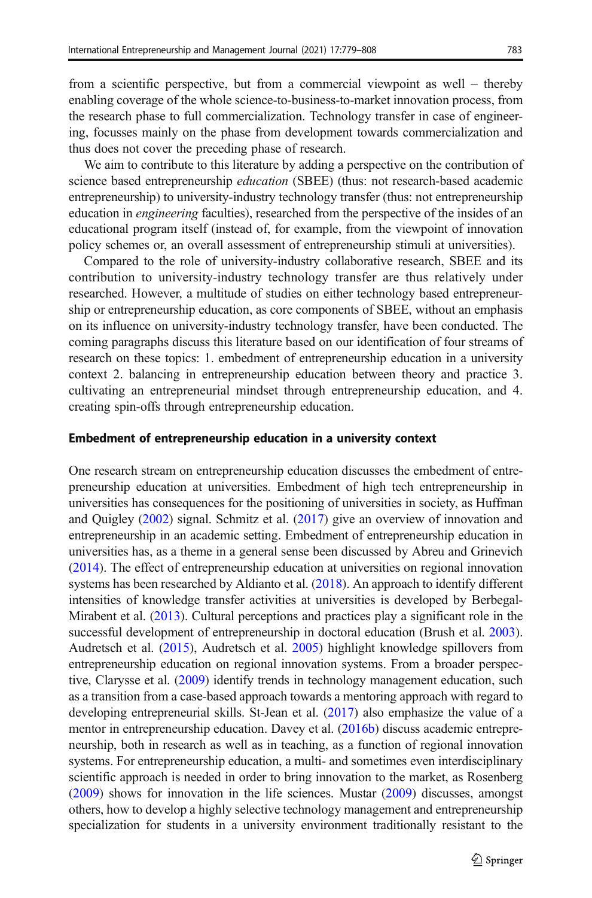from a scientific perspective, but from a commercial viewpoint as well – thereby enabling coverage of the whole science-to-business-to-market innovation process, from the research phase to full commercialization. Technology transfer in case of engineering, focusses mainly on the phase from development towards commercialization and thus does not cover the preceding phase of research.

We aim to contribute to this literature by adding a perspective on the contribution of science based entrepreneurship *education* (SBEE) (thus: not research-based academic entrepreneurship) to university-industry technology transfer (thus: not entrepreneurship education in *engineering* faculties), researched from the perspective of the insides of an educational program itself (instead of, for example, from the viewpoint of innovation policy schemes or, an overall assessment of entrepreneurship stimuli at universities).

Compared to the role of university-industry collaborative research, SBEE and its contribution to university-industry technology transfer are thus relatively under researched. However, a multitude of studies on either technology based entrepreneurship or entrepreneurship education, as core components of SBEE, without an emphasis on its influence on university-industry technology transfer, have been conducted. The coming paragraphs discuss this literature based on our identification of four streams of research on these topics: 1. embedment of entrepreneurship education in a university context 2. balancing in entrepreneurship education between theory and practice 3. cultivating an entrepreneurial mindset through entrepreneurship education, and 4. creating spin-offs through entrepreneurship education.

## Embedment of entrepreneurship education in a university context

One research stream on entrepreneurship education discusses the embedment of entrepreneurship education at universities. Embedment of high tech entrepreneurship in universities has consequences for the positioning of universities in society, as Huffman and Quigley (2002) signal. Schmitz et al. (2017) give an overview of innovation and entrepreneurship in an academic setting. Embedment of entrepreneurship education in universities has, as a theme in a general sense been discussed by Abreu and Grinevich (2014). The effect of entrepreneurship education at universities on regional innovation systems has been researched by Aldianto et al. (2018). An approach to identify different intensities of knowledge transfer activities at universities is developed by Berbegal-Mirabent et al. (2013). Cultural perceptions and practices play a significant role in the successful development of entrepreneurship in doctoral education (Brush et al. 2003). Audretsch et al. (2015), Audretsch et al. 2005) highlight knowledge spillovers from entrepreneurship education on regional innovation systems. From a broader perspective, Clarysse et al. (2009) identify trends in technology management education, such as a transition from a case-based approach towards a mentoring approach with regard to developing entrepreneurial skills. St-Jean et al. (2017) also emphasize the value of a mentor in entrepreneurship education. Davey et al. (2016b) discuss academic entrepreneurship, both in research as well as in teaching, as a function of regional innovation systems. For entrepreneurship education, a multi- and sometimes even interdisciplinary scientific approach is needed in order to bring innovation to the market, as Rosenberg (2009) shows for innovation in the life sciences. Mustar (2009) discusses, amongst others, how to develop a highly selective technology management and entrepreneurship specialization for students in a university environment traditionally resistant to the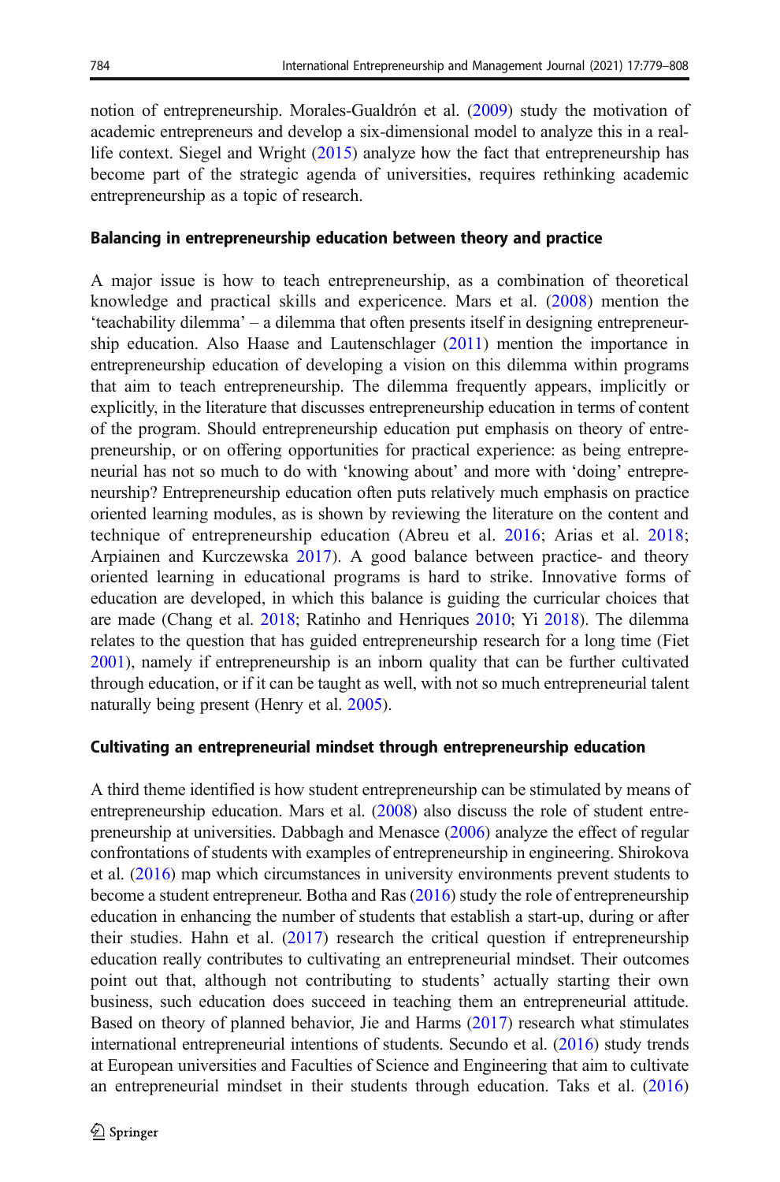notion of entrepreneurship. Morales-Gualdrón et al. (2009) study the motivation of academic entrepreneurs and develop a six-dimensional model to analyze this in a real-life context. Siegel and Wright (2015) analyze how the fact that entrepreneurship has become part of the strategic agenda of universities, requires rethinking academic entrepreneurship as a topic of research.

### Balancing in entrepreneurship education between theory and practice

A major issue is how to teach entrepreneurship, as a combination of theoretical knowledge and practical skills and expericence. Mars et al. (2008) mention the 'teachability dilemma' – a dilemma that often presents itself in designing entrepreneurship education. Also Haase and Lautenschlager (2011) mention the importance in entrepreneurship education of developing a vision on this dilemma within programs that aim to teach entrepreneurship. The dilemma frequently appears, implicitly or explicitly, in the literature that discusses entrepreneurship education in terms of content of the program. Should entrepreneurship education put emphasis on theory of entrepreneurship, or on offering opportunities for practical experience: as being entrepreneurial has not so much to do with 'knowing about' and more with 'doing' entrepreneurship? Entrepreneurship education often puts relatively much emphasis on practice oriented learning modules, as is shown by reviewing the literature on the content and technique of entrepreneurship education (Abreu et al. 2016; Arias et al. 2018; Arpiainen and Kurczewska 2017). A good balance between practice- and theory oriented learning in educational programs is hard to strike. Innovative forms of education are developed, in which this balance is guiding the curricular choices that are made (Chang et al. 2018; Ratinho and Henriques 2010; Yi 2018). The dilemma relates to the question that has guided entrepreneurship research for a long time (Fiet 2001), namely if entrepreneurship is an inborn quality that can be further cultivated through education, or if it can be taught as well, with not so much entrepreneurial talent naturally being present (Henry et al. 2005).

### Cultivating an entrepreneurial mindset through entrepreneurship education

A third theme identified is how student entrepreneurship can be stimulated by means of entrepreneurship education. Mars et al. (2008) also discuss the role of student entrepreneurship at universities. Dabbagh and Menasce (2006) analyze the effect of regular confrontations of students with examples of entrepreneurship in engineering. Shirokova et al. (2016) map which circumstances in university environments prevent students to become a student entrepreneur. Botha and Ras (2016) study the role of entrepreneurship education in enhancing the number of students that establish a start-up, during or after their studies. Hahn et al. (2017) research the critical question if entrepreneurship education really contributes to cultivating an entrepreneurial mindset. Their outcomes point out that, although not contributing to students' actually starting their own business, such education does succeed in teaching them an entrepreneurial attitude. Based on theory of planned behavior, Jie and Harms (2017) research what stimulates international entrepreneurial intentions of students. Secundo et al. (2016) study trends at European universities and Faculties of Science and Engineering that aim to cultivate an entrepreneurial mindset in their students through education. Taks et al. (2016)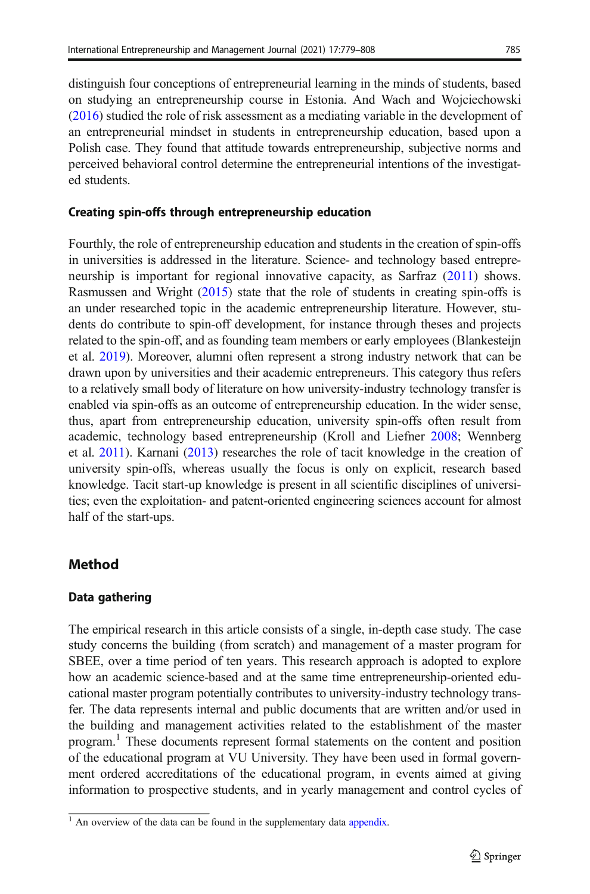distinguish four conceptions of entrepreneurial learning in the minds of students, based on studying an entrepreneurship course in Estonia. And Wach and Wojciechowski (2016) studied the role of risk assessment as a mediating variable in the development of an entrepreneurial mindset in students in entrepreneurship education, based upon a Polish case. They found that attitude towards entrepreneurship, subjective norms and perceived behavioral control determine the entrepreneurial intentions of the investigated students.

### Creating spin-offs through entrepreneurship education

Fourthly, the role of entrepreneurship education and students in the creation of spin-offs in universities is addressed in the literature. Science- and technology based entrepreneurship is important for regional innovative capacity, as Sarfraz (2011) shows. Rasmussen and Wright (2015) state that the role of students in creating spin-offs is an under researched topic in the academic entrepreneurship literature. However, students do contribute to spin-off development, for instance through theses and projects related to the spin-off, and as founding team members or early employees (Blankesteijn et al. 2019). Moreover, alumni often represent a strong industry network that can be drawn upon by universities and their academic entrepreneurs. This category thus refers to a relatively small body of literature on how university-industry technology transfer is enabled via spin-offs as an outcome of entrepreneurship education. In the wider sense, thus, apart from entrepreneurship education, university spin-offs often result from academic, technology based entrepreneurship (Kroll and Liefner 2008; Wennberg et al. 2011). Karnani (2013) researches the role of tacit knowledge in the creation of university spin-offs, whereas usually the focus is only on explicit, research based knowledge. Tacit start-up knowledge is present in all scientific disciplines of universities; even the exploitation- and patent-oriented engineering sciences account for almost half of the start-ups.

## Method

### Data gathering

The empirical research in this article consists of a single, in-depth case study. The case study concerns the building (from scratch) and management of a master program for SBEE, over a time period of ten years. This research approach is adopted to explore how an academic science-based and at the same time entrepreneurship-oriented educational master program potentially contributes to university-industry technology transfer. The data represents internal and public documents that are written and/or used in the building and management activities related to the establishment of the master program.[1] These documents represent formal statements on the content and position of the educational program at VU University. They have been used in formal government ordered accreditations of the educational program, in events aimed at giving information to prospective students, and in yearly management and control cycles of

[1] An overview of the data can be found in the supplementary data appendix.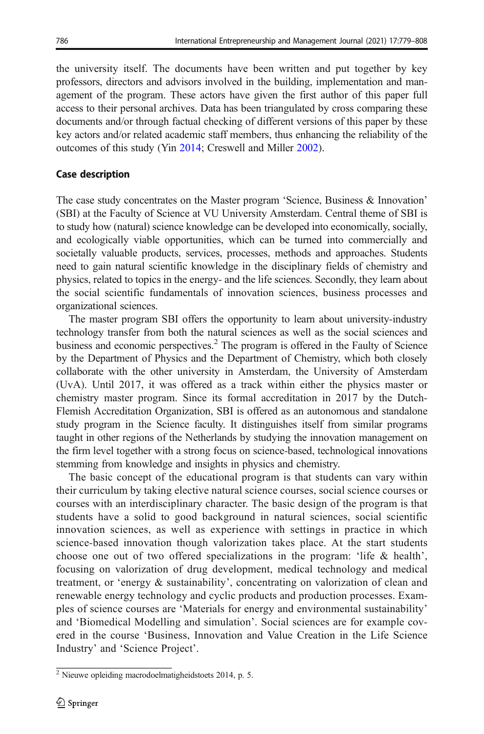the university itself. The documents have been written and put together by key professors, directors and advisors involved in the building, implementation and management of the program. These actors have given the first author of this paper full access to their personal archives. Data has been triangulated by cross comparing these documents and/or through factual checking of different versions of this paper by these key actors and/or related academic staff members, thus enhancing the reliability of the outcomes of this study (Yin 2014; Creswell and Miller 2002).

### Case description

The case study concentrates on the Master program 'Science, Business & Innovation' (SBI) at the Faculty of Science at VU University Amsterdam. Central theme of SBI is to study how (natural) science knowledge can be developed into economically, socially, and ecologically viable opportunities, which can be turned into commercially and societally valuable products, services, processes, methods and approaches. Students need to gain natural scientific knowledge in the disciplinary fields of chemistry and physics, related to topics in the energy- and the life sciences. Secondly, they learn about the social scientific fundamentals of innovation sciences, business processes and organizational sciences.

The master program SBI offers the opportunity to learn about university-industry technology transfer from both the natural sciences as well as the social sciences and business and economic perspectives.[2] The program is offered in the Faculty of Science by the Department of Physics and the Department of Chemistry, which both closely collaborate with the other university in Amsterdam, the University of Amsterdam (UvA). Until 2017, it was offered as a track within either the physics master or chemistry master program. Since its formal accreditation in 2017 by the Dutch-Flemish Accreditation Organization, SBI is offered as an autonomous and standalone study program in the Science faculty. It distinguishes itself from similar programs taught in other regions of the Netherlands by studying the innovation management on the firm level together with a strong focus on science-based, technological innovations stemming from knowledge and insights in physics and chemistry.

The basic concept of the educational program is that students can vary within their curriculum by taking elective natural science courses, social science courses or courses with an interdisciplinary character. The basic design of the program is that students have a solid to good background in natural sciences, social scientific innovation sciences, as well as experience with settings in practice in which science-based innovation though valorization takes place. At the start students choose one out of two offered specializations in the program: 'life & health', focusing on valorization of drug development, medical technology and medical treatment, or 'energy & sustainability', concentrating on valorization of clean and renewable energy technology and cyclic products and production processes. Examples of science courses are 'Materials for energy and environmental sustainability' and 'Biomedical Modelling and simulation'. Social sciences are for example covered in the course 'Business, Innovation and Value Creation in the Life Science Industry' and 'Science Project'.

[2] Nieuwe opleiding macrodoelmatigheidstoets 2014, p. 5.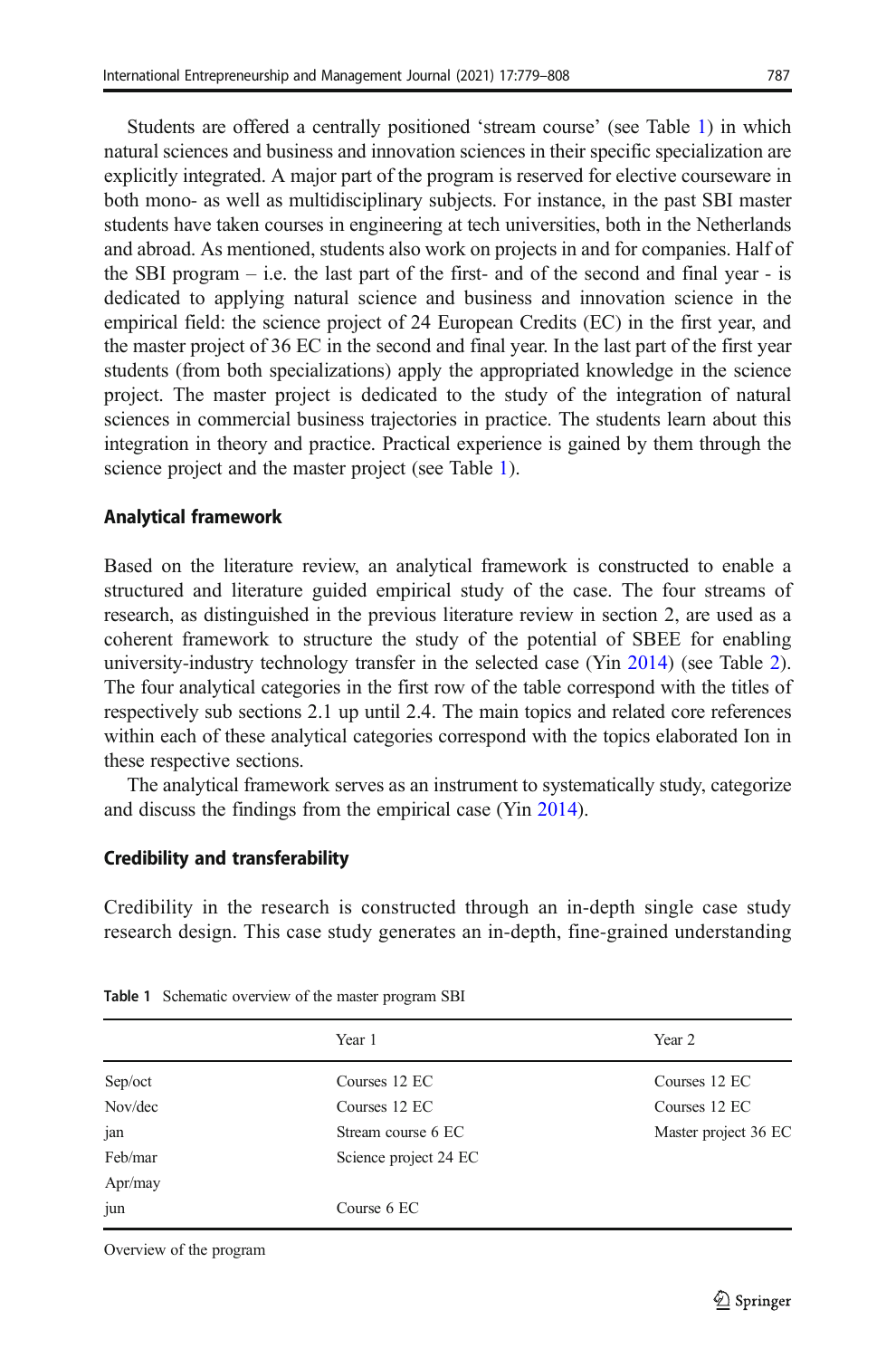Students are offered a centrally positioned 'stream course' (see Table 1) in which natural sciences and business and innovation sciences in their specific specialization are explicitly integrated. A major part of the program is reserved for elective courseware in both mono- as well as multidisciplinary subjects. For instance, in the past SBI master students have taken courses in engineering at tech universities, both in the Netherlands and abroad. As mentioned, students also work on projects in and for companies. Half of the SBI program – i.e. the last part of the first- and of the second and final year - is dedicated to applying natural science and business and innovation science in the empirical field: the science project of 24 European Credits (EC) in the first year, and the master project of 36 EC in the second and final year. In the last part of the first year students (from both specializations) apply the appropriated knowledge in the science project. The master project is dedicated to the study of the integration of natural sciences in commercial business trajectories in practice. The students learn about this integration in theory and practice. Practical experience is gained by them through the science project and the master project (see Table 1).

### Analytical framework

Based on the literature review, an analytical framework is constructed to enable a structured and literature guided empirical study of the case. The four streams of research, as distinguished in the previous literature review in section 2, are used as a coherent framework to structure the study of the potential of SBEE for enabling university-industry technology transfer in the selected case (Yin 2014) (see Table 2). The four analytical categories in the first row of the table correspond with the titles of respectively sub sections 2.1 up until 2.4. The main topics and related core references within each of these analytical categories correspond with the topics elaborated Ion in these respective sections.

The analytical framework serves as an instrument to systematically study, categorize and discuss the findings from the empirical case (Yin 2014).

### Credibility and transferability

Credibility in the research is constructed through an in-depth single case study research design. This case study generates an in-depth, fine-grained understanding

**Table 1** Schematic overview of the master program SBI

| | Year 1 | Year 2 |
|---|---|---|
| Sep/oct | Courses 12 EC | Courses 12 EC |
| Nov/dec | Courses 12 EC | Courses 12 EC |
| jan | Stream course 6 EC | Master project 36 EC |
| Feb/mar | Science project 24 EC | |
| Apr/may | | |
| jun | Course 6 EC | |

Overview of the program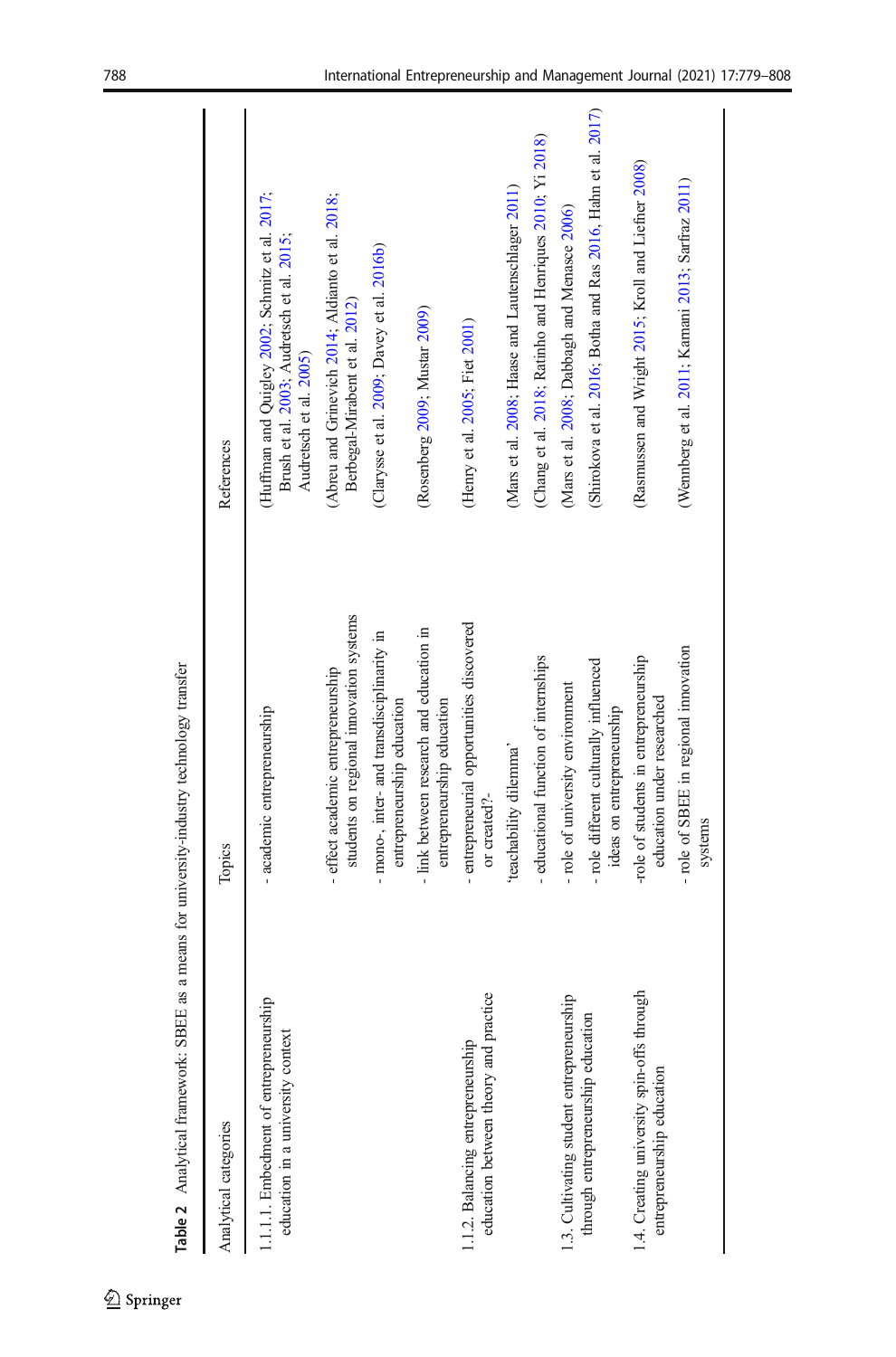**Table 2** Analytical framework: SBEE as a means for university-industry technology transfer

| Analytical categories | Topics | References |
|---|---|---|
| 1.1.1. Embedment of entrepreneurship education in a university context | - academic entrepreneurship | (Huffman and Quigley 2002; Schmitz et al. 2017; Brush et al. 2003; Audretsch et al. 2015; Audretsch et al. 2005) |
| | - effect academic entrepreneurship students on regional innovation systems | (Abreu and Grinevich 2014; Aldianto et al. 2018; Berbegal-Mirabent et al. 2012) |
| | - mono-, inter- and transdisciplinarity in entrepreneurship education | (Clarysse et al. 2009; Davey et al. 2016b) |
| | - link between research and education in entrepreneurship education | (Rosenberg 2009; Mustar 2009) |
| 1.1.2. Balancing entrepreneurship education between theory and practice | - entrepreneurial opportunities discovered or created?- | (Henry et al. 2005; Fiet 2001) |
| | 'teachability dilemma' | (Mars et al. 2008; Haase and Lautenschlager 2011) |
| | - educational function of internships | (Chang et al. 2018; Ratinho and Henriques 2010; Yi 2018) |
| 1.3. Cultivating student entrepreneurship through entrepreneurship education | - role of university environment | (Mars et al. 2008; Dabbagh and Menasce 2006) |
| | - role different culturally influenced ideas on entrepreneurship | (Shirokova et al. 2016; Botha and Ras 2016, Hahn et al. 2017) |
| 1.4. Creating university spin-offs through entrepreneurship education | -role of students in entrepreneurship education under researched | (Rasmussen and Wright 2015; Kroll and Liefner 2008) |
| | - role of SBEE in regional innovation systems | (Wennberg et al. 2011; Karnani 2013; Sarfraz 2011) |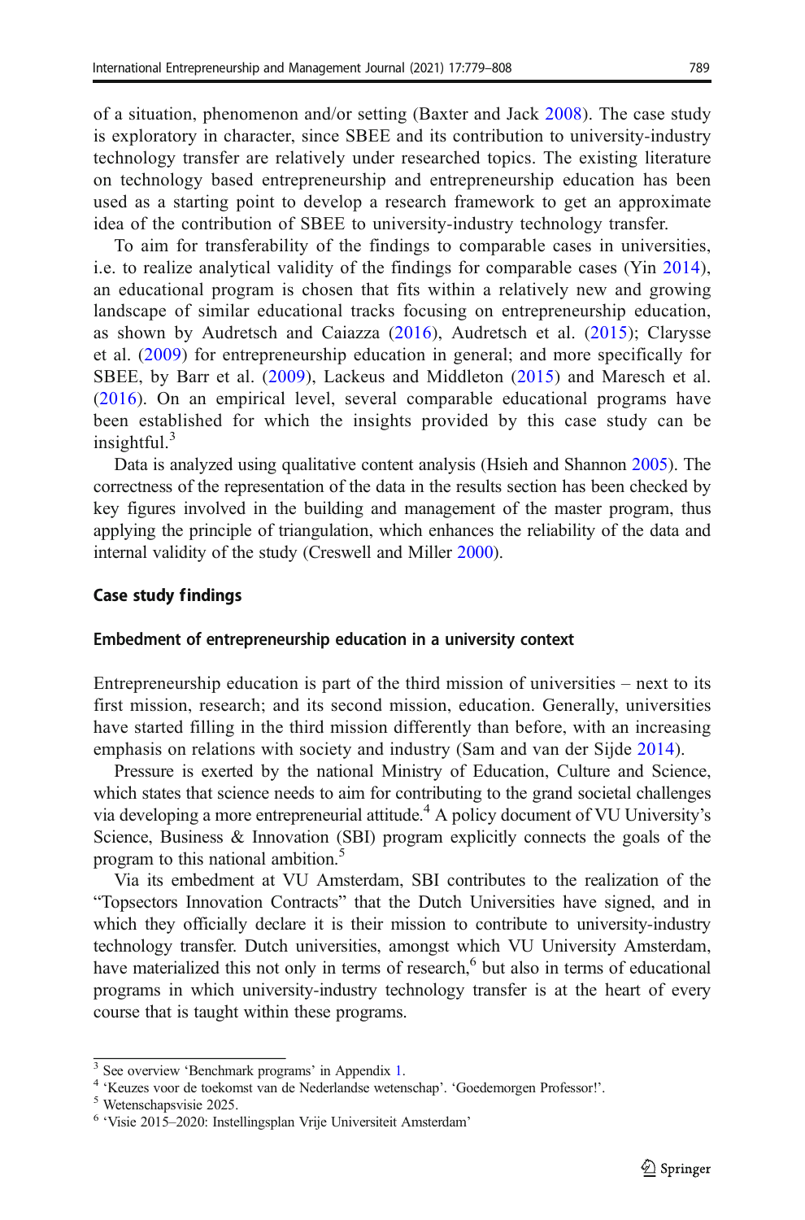of a situation, phenomenon and/or setting (Baxter and Jack 2008). The case study is exploratory in character, since SBEE and its contribution to university-industry technology transfer are relatively under researched topics. The existing literature on technology based entrepreneurship and entrepreneurship education has been used as a starting point to develop a research framework to get an approximate idea of the contribution of SBEE to university-industry technology transfer.

To aim for transferability of the findings to comparable cases in universities, i.e. to realize analytical validity of the findings for comparable cases (Yin 2014), an educational program is chosen that fits within a relatively new and growing landscape of similar educational tracks focusing on entrepreneurship education, as shown by Audretsch and Caiazza (2016), Audretsch et al. (2015); Clarysse et al. (2009) for entrepreneurship education in general; and more specifically for SBEE, by Barr et al. (2009), Lackeus and Middleton (2015) and Maresch et al. (2016). On an empirical level, several comparable educational programs have been established for which the insights provided by this case study can be insightful.[3]

Data is analyzed using qualitative content analysis (Hsieh and Shannon 2005). The correctness of the representation of the data in the results section has been checked by key figures involved in the building and management of the master program, thus applying the principle of triangulation, which enhances the reliability of the data and internal validity of the study (Creswell and Miller 2000).

## Case study findings

### Embedment of entrepreneurship education in a university context

Entrepreneurship education is part of the third mission of universities – next to its first mission, research; and its second mission, education. Generally, universities have started filling in the third mission differently than before, with an increasing emphasis on relations with society and industry (Sam and van der Sijde 2014).

Pressure is exerted by the national Ministry of Education, Culture and Science, which states that science needs to aim for contributing to the grand societal challenges via developing a more entrepreneurial attitude.[4] A policy document of VU University's Science, Business & Innovation (SBI) program explicitly connects the goals of the program to this national ambition.[5]

Via its embedment at VU Amsterdam, SBI contributes to the realization of the "Topsectors Innovation Contracts" that the Dutch Universities have signed, and in which they officially declare it is their mission to contribute to university-industry technology transfer. Dutch universities, amongst which VU University Amsterdam, have materialized this not only in terms of research,[6] but also in terms of educational programs in which university-industry technology transfer is at the heart of every course that is taught within these programs.

---

[3] See overview 'Benchmark programs' in Appendix 1.

[4] 'Keuzes voor de toekomst van de Nederlandse wetenschap'. 'Goedemorgen Professor!'.

[5] Wetenschapsvisie 2025.

[6] 'Visie 2015–2020: Instellingsplan Vrije Universiteit Amsterdam'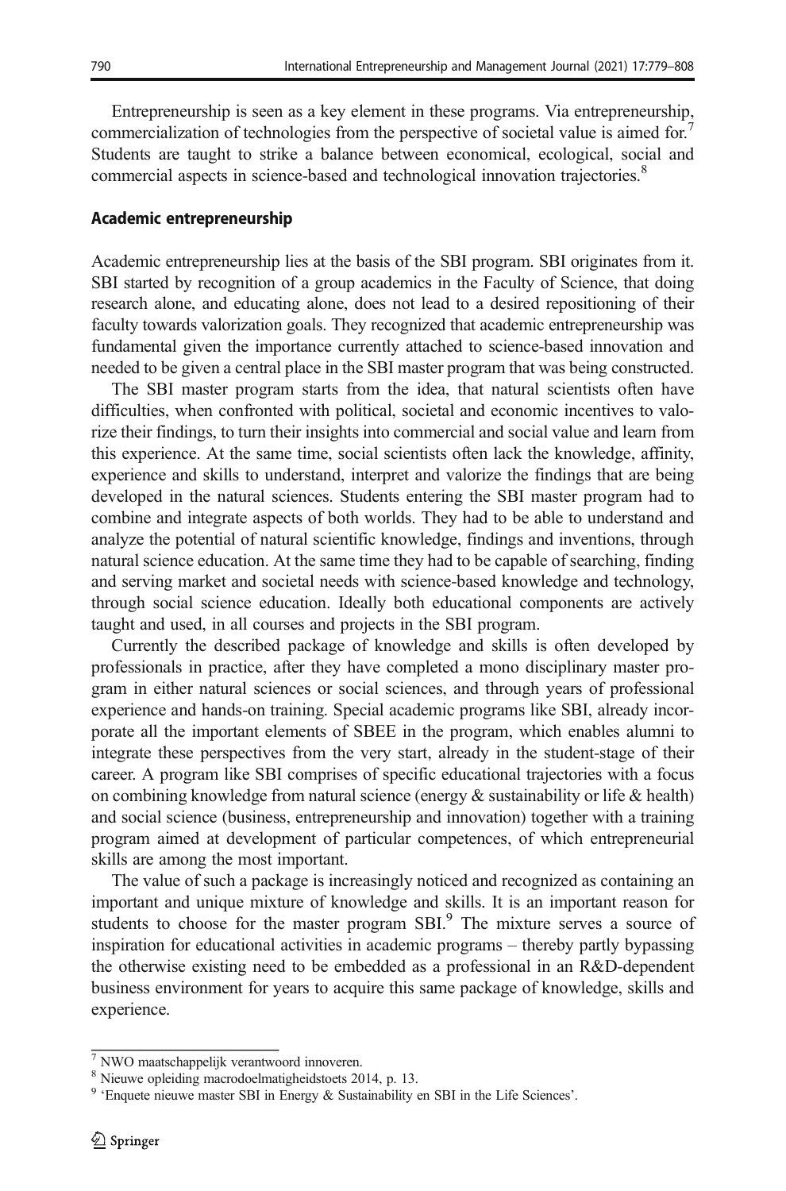Entrepreneurship is seen as a key element in these programs. Via entrepreneurship, commercialization of technologies from the perspective of societal value is aimed for.[7] Students are taught to strike a balance between economical, ecological, social and commercial aspects in science-based and technological innovation trajectories.[8]

### Academic entrepreneurship

Academic entrepreneurship lies at the basis of the SBI program. SBI originates from it. SBI started by recognition of a group academics in the Faculty of Science, that doing research alone, and educating alone, does not lead to a desired repositioning of their faculty towards valorization goals. They recognized that academic entrepreneurship was fundamental given the importance currently attached to science-based innovation and needed to be given a central place in the SBI master program that was being constructed.

The SBI master program starts from the idea, that natural scientists often have difficulties, when confronted with political, societal and economic incentives to valorize their findings, to turn their insights into commercial and social value and learn from this experience. At the same time, social scientists often lack the knowledge, affinity, experience and skills to understand, interpret and valorize the findings that are being developed in the natural sciences. Students entering the SBI master program had to combine and integrate aspects of both worlds. They had to be able to understand and analyze the potential of natural scientific knowledge, findings and inventions, through natural science education. At the same time they had to be capable of searching, finding and serving market and societal needs with science-based knowledge and technology, through social science education. Ideally both educational components are actively taught and used, in all courses and projects in the SBI program.

Currently the described package of knowledge and skills is often developed by professionals in practice, after they have completed a mono disciplinary master program in either natural sciences or social sciences, and through years of professional experience and hands-on training. Special academic programs like SBI, already incorporate all the important elements of SBEE in the program, which enables alumni to integrate these perspectives from the very start, already in the student-stage of their career. A program like SBI comprises of specific educational trajectories with a focus on combining knowledge from natural science (energy & sustainability or life & health) and social science (business, entrepreneurship and innovation) together with a training program aimed at development of particular competences, of which entrepreneurial skills are among the most important.

The value of such a package is increasingly noticed and recognized as containing an important and unique mixture of knowledge and skills. It is an important reason for students to choose for the master program SBI.[9] The mixture serves a source of inspiration for educational activities in academic programs – thereby partly bypassing the otherwise existing need to be embedded as a professional in an R&D-dependent business environment for years to acquire this same package of knowledge, skills and experience.

---

[7] NWO maatschappelijk verantwoord innoveren.

[8] Nieuwe opleiding macrodoelmatigheidstoets 2014, p. 13.

[9] 'Enquete nieuwe master SBI in Energy & Sustainability en SBI in the Life Sciences'.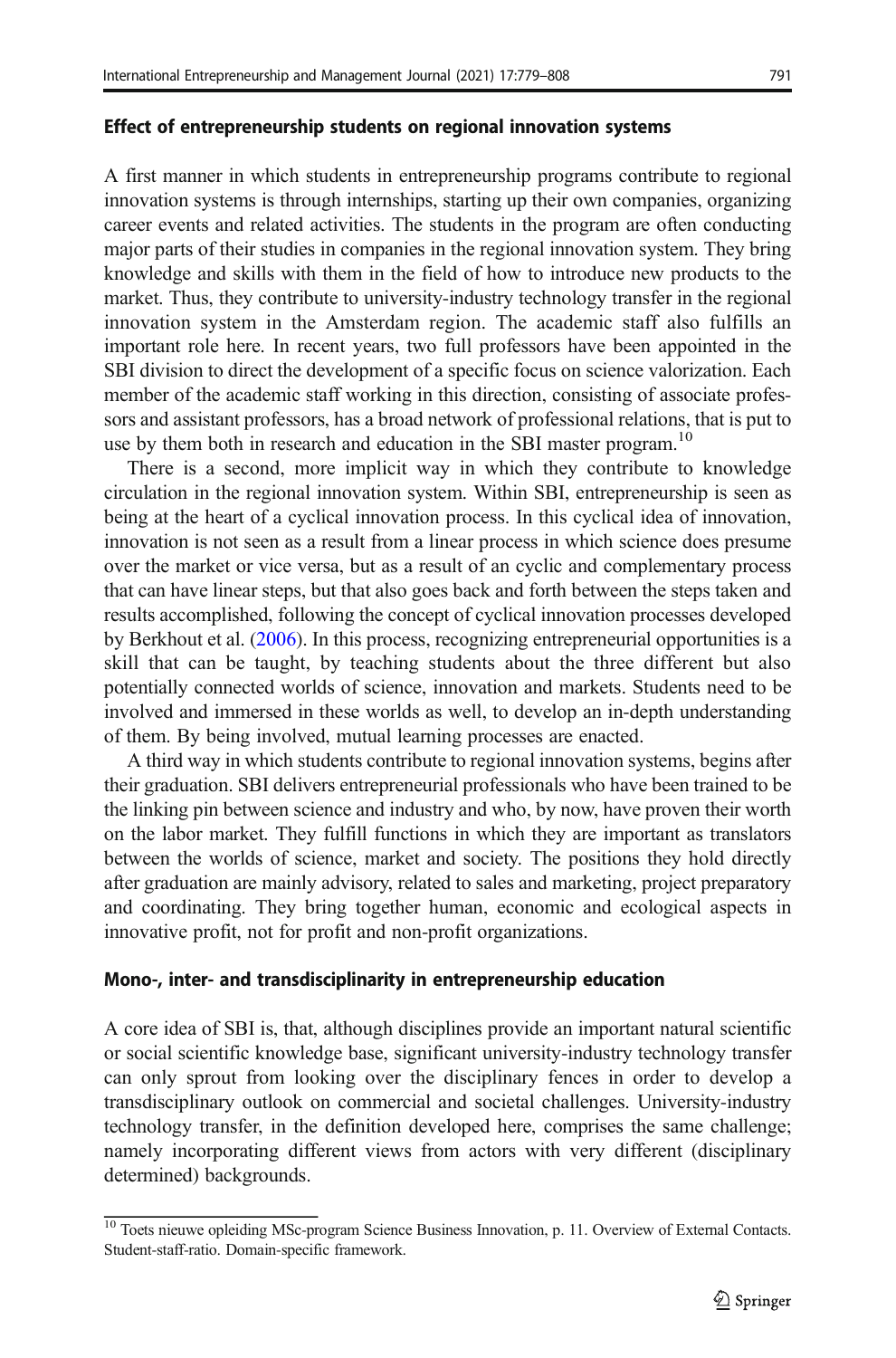#### Effect of entrepreneurship students on regional innovation systems

A first manner in which students in entrepreneurship programs contribute to regional innovation systems is through internships, starting up their own companies, organizing career events and related activities. The students in the program are often conducting major parts of their studies in companies in the regional innovation system. They bring knowledge and skills with them in the field of how to introduce new products to the market. Thus, they contribute to university-industry technology transfer in the regional innovation system in the Amsterdam region. The academic staff also fulfills an important role here. In recent years, two full professors have been appointed in the SBI division to direct the development of a specific focus on science valorization. Each member of the academic staff working in this direction, consisting of associate professors and assistant professors, has a broad network of professional relations, that is put to use by them both in research and education in the SBI master program.[10]

There is a second, more implicit way in which they contribute to knowledge circulation in the regional innovation system. Within SBI, entrepreneurship is seen as being at the heart of a cyclical innovation process. In this cyclical idea of innovation, innovation is not seen as a result from a linear process in which science does presume over the market or vice versa, but as a result of an cyclic and complementary process that can have linear steps, but that also goes back and forth between the steps taken and results accomplished, following the concept of cyclical innovation processes developed by Berkhout et al. (2006). In this process, recognizing entrepreneurial opportunities is a skill that can be taught, by teaching students about the three different but also potentially connected worlds of science, innovation and markets. Students need to be involved and immersed in these worlds as well, to develop an in-depth understanding of them. By being involved, mutual learning processes are enacted.

A third way in which students contribute to regional innovation systems, begins after their graduation. SBI delivers entrepreneurial professionals who have been trained to be the linking pin between science and industry and who, by now, have proven their worth on the labor market. They fulfill functions in which they are important as translators between the worlds of science, market and society. The positions they hold directly after graduation are mainly advisory, related to sales and marketing, project preparatory and coordinating. They bring together human, economic and ecological aspects in innovative profit, not for profit and non-profit organizations.

#### Mono-, inter- and transdisciplinarity in entrepreneurship education

A core idea of SBI is, that, although disciplines provide an important natural scientific or social scientific knowledge base, significant university-industry technology transfer can only sprout from looking over the disciplinary fences in order to develop a transdisciplinary outlook on commercial and societal challenges. University-industry technology transfer, in the definition developed here, comprises the same challenge; namely incorporating different views from actors with very different (disciplinary determined) backgrounds.

---

[10] Toets nieuwe opleiding MSc-program Science Business Innovation, p. 11. Overview of External Contacts. Student-staff-ratio. Domain-specific framework.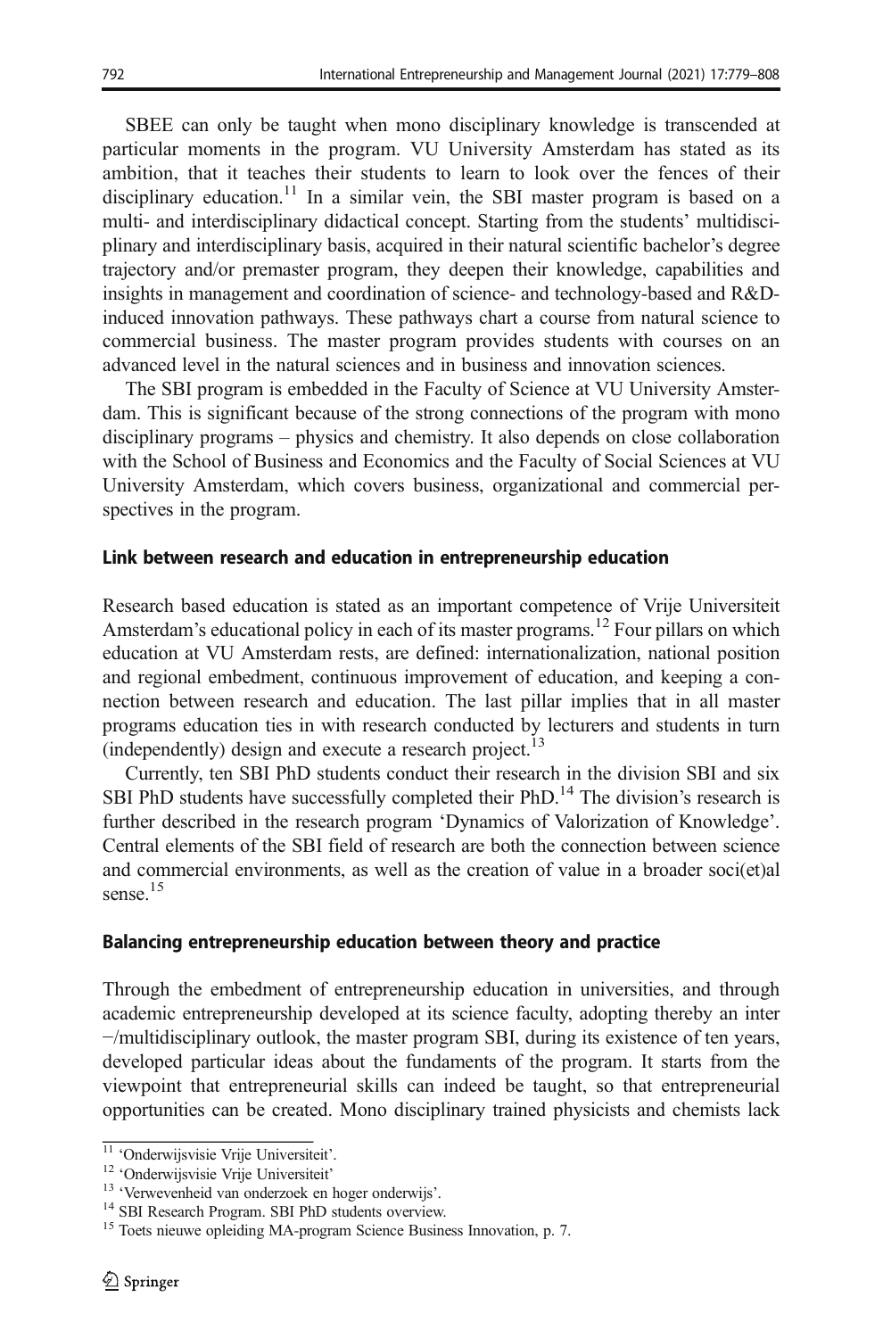SBEE can only be taught when mono disciplinary knowledge is transcended at particular moments in the program. VU University Amsterdam has stated as its ambition, that it teaches their students to learn to look over the fences of their disciplinary education.[11] In a similar vein, the SBI master program is based on a multi- and interdisciplinary didactical concept. Starting from the students' multidisciplinary and interdisciplinary basis, acquired in their natural scientific bachelor's degree trajectory and/or premaster program, they deepen their knowledge, capabilities and insights in management and coordination of science- and technology-based and R&D-induced innovation pathways. These pathways chart a course from natural science to commercial business. The master program provides students with courses on an advanced level in the natural sciences and in business and innovation sciences.

The SBI program is embedded in the Faculty of Science at VU University Amsterdam. This is significant because of the strong connections of the program with mono disciplinary programs – physics and chemistry. It also depends on close collaboration with the School of Business and Economics and the Faculty of Social Sciences at VU University Amsterdam, which covers business, organizational and commercial perspectives in the program.

### Link between research and education in entrepreneurship education

Research based education is stated as an important competence of Vrije Universiteit Amsterdam's educational policy in each of its master programs.[12] Four pillars on which education at VU Amsterdam rests, are defined: internationalization, national position and regional embedment, continuous improvement of education, and keeping a connection between research and education. The last pillar implies that in all master programs education ties in with research conducted by lecturers and students in turn (independently) design and execute a research project.[13]

Currently, ten SBI PhD students conduct their research in the division SBI and six SBI PhD students have successfully completed their PhD.[14] The division's research is further described in the research program 'Dynamics of Valorization of Knowledge'. Central elements of the SBI field of research are both the connection between science and commercial environments, as well as the creation of value in a broader soci(et)al sense.[15]

### Balancing entrepreneurship education between theory and practice

Through the embedment of entrepreneurship education in universities, and through academic entrepreneurship developed at its science faculty, adopting thereby an inter −/multidisciplinary outlook, the master program SBI, during its existence of ten years, developed particular ideas about the fundaments of the program. It starts from the viewpoint that entrepreneurial skills can indeed be taught, so that entrepreneurial opportunities can be created. Mono disciplinary trained physicists and chemists lack

---

[11] 'Onderwijsvisie Vrije Universiteit'.

[12] 'Onderwijsvisie Vrije Universiteit'

[13] 'Verwevenheid van onderzoek en hoger onderwijs'.

[14] SBI Research Program. SBI PhD students overview.

[15] Toets nieuwe opleiding MA-program Science Business Innovation, p. 7.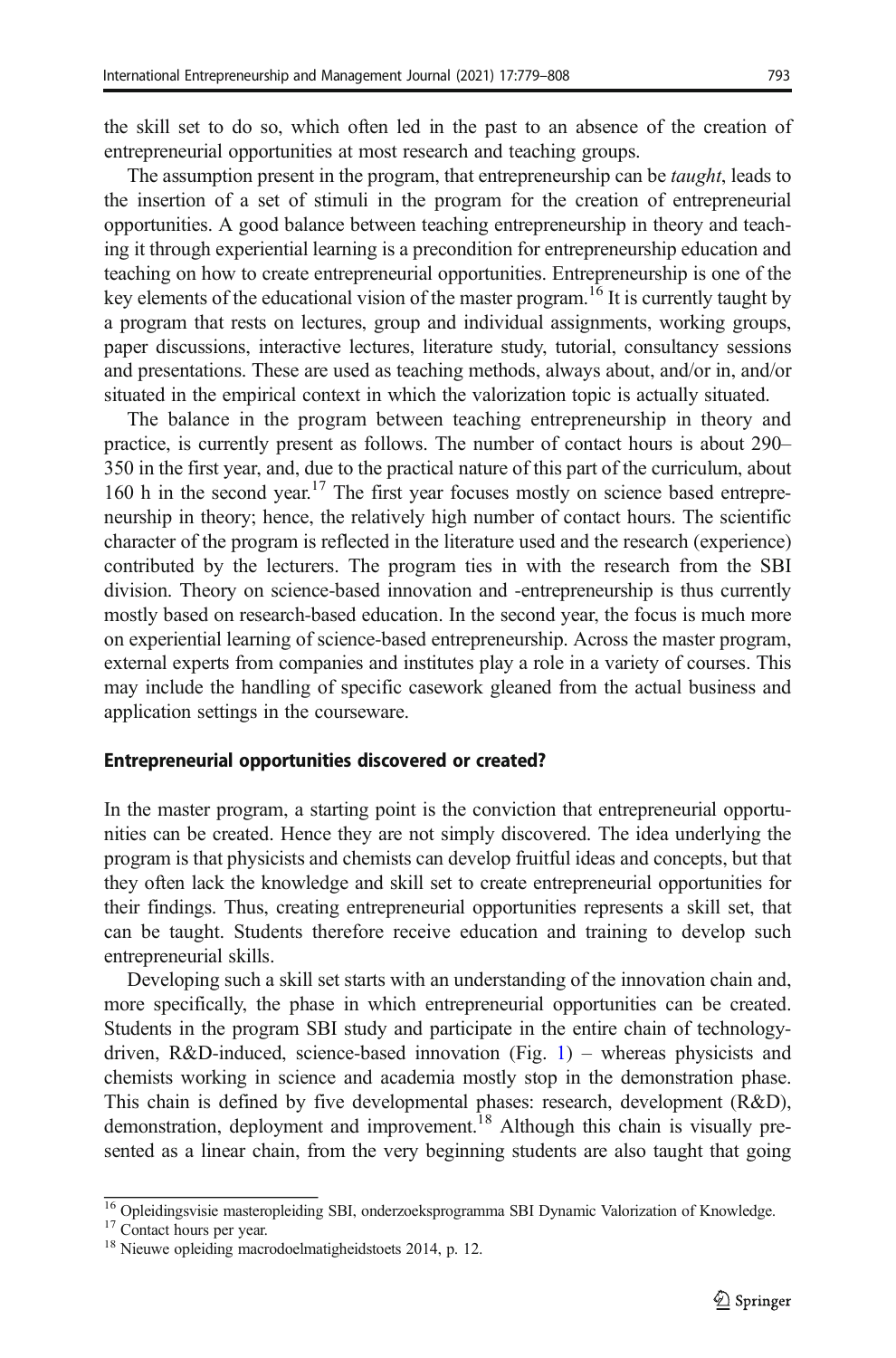the skill set to do so, which often led in the past to an absence of the creation of entrepreneurial opportunities at most research and teaching groups.

The assumption present in the program, that entrepreneurship can be *taught*, leads to the insertion of a set of stimuli in the program for the creation of entrepreneurial opportunities. A good balance between teaching entrepreneurship in theory and teaching it through experiential learning is a precondition for entrepreneurship education and teaching on how to create entrepreneurial opportunities. Entrepreneurship is one of the key elements of the educational vision of the master program.[16] It is currently taught by a program that rests on lectures, group and individual assignments, working groups, paper discussions, interactive lectures, literature study, tutorial, consultancy sessions and presentations. These are used as teaching methods, always about, and/or in, and/or situated in the empirical context in which the valorization topic is actually situated.

The balance in the program between teaching entrepreneurship in theory and practice, is currently present as follows. The number of contact hours is about 290–350 in the first year, and, due to the practical nature of this part of the curriculum, about 160 h in the second year.[17] The first year focuses mostly on science based entrepreneurship in theory; hence, the relatively high number of contact hours. The scientific character of the program is reflected in the literature used and the research (experience) contributed by the lecturers. The program ties in with the research from the SBI division. Theory on science-based innovation and -entrepreneurship is thus currently mostly based on research-based education. In the second year, the focus is much more on experiential learning of science-based entrepreneurship. Across the master program, external experts from companies and institutes play a role in a variety of courses. This may include the handling of specific casework gleaned from the actual business and application settings in the courseware.

### Entrepreneurial opportunities discovered or created?

In the master program, a starting point is the conviction that entrepreneurial opportunities can be created. Hence they are not simply discovered. The idea underlying the program is that physicists and chemists can develop fruitful ideas and concepts, but that they often lack the knowledge and skill set to create entrepreneurial opportunities for their findings. Thus, creating entrepreneurial opportunities represents a skill set, that can be taught. Students therefore receive education and training to develop such entrepreneurial skills.

Developing such a skill set starts with an understanding of the innovation chain and, more specifically, the phase in which entrepreneurial opportunities can be created. Students in the program SBI study and participate in the entire chain of technology-driven, R&D-induced, science-based innovation (Fig. 1) – whereas physicists and chemists working in science and academia mostly stop in the demonstration phase. This chain is defined by five developmental phases: research, development (R&D), demonstration, deployment and improvement.[18] Although this chain is visually presented as a linear chain, from the very beginning students are also taught that going

---

[16] Opleidingsvisie masteropleiding SBI, onderzoeksprogramma SBI Dynamic Valorization of Knowledge.

[17] Contact hours per year.

[18] Nieuwe opleiding macrodoelmatigheidstoets 2014, p. 12.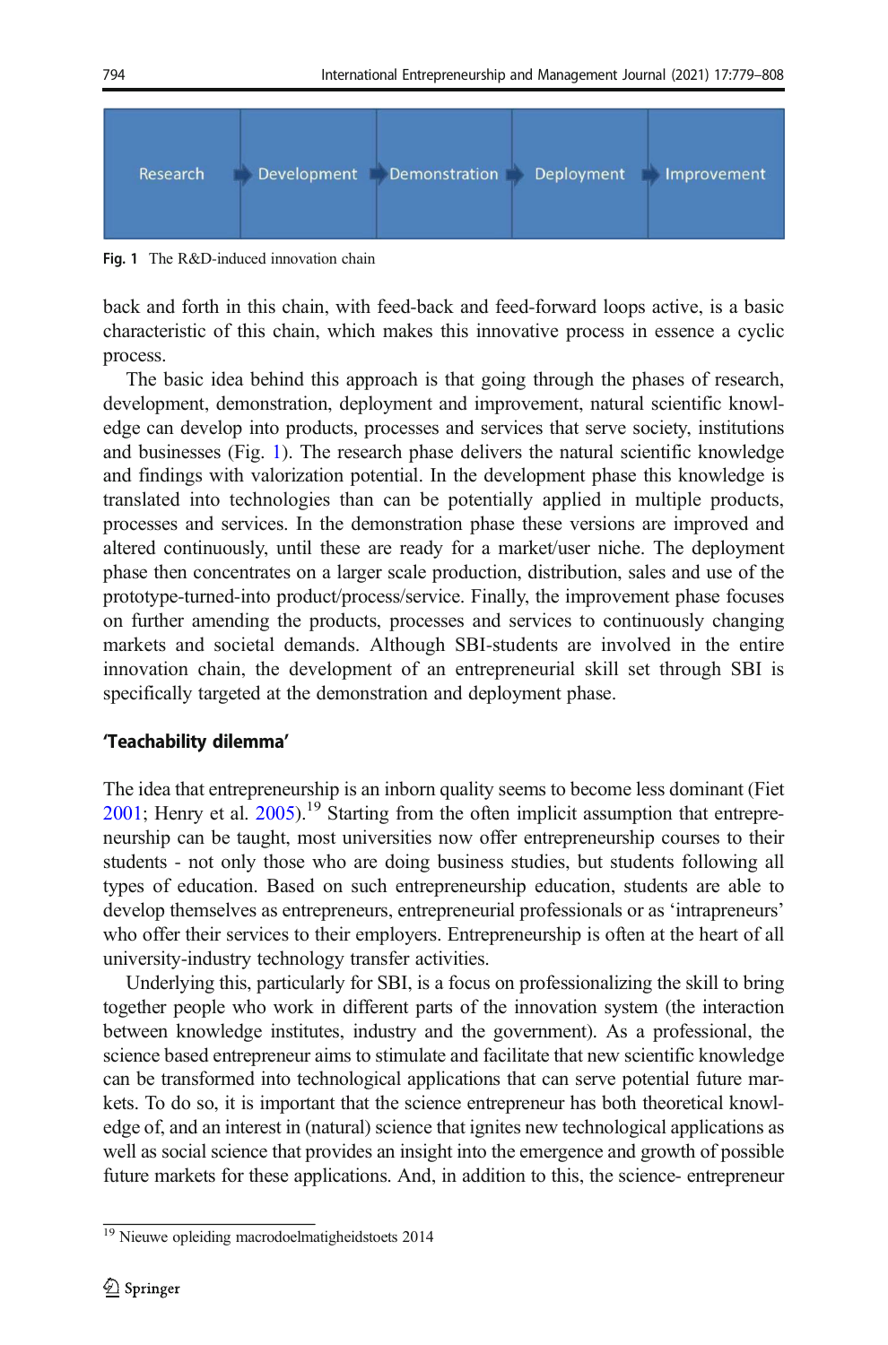Research → Development → Demonstration → Deployment → Improvement

**Fig. 1** The R&D-induced innovation chain

back and forth in this chain, with feed-back and feed-forward loops active, is a basic characteristic of this chain, which makes this innovative process in essence a cyclic process.

The basic idea behind this approach is that going through the phases of research, development, demonstration, deployment and improvement, natural scientific knowledge can develop into products, processes and services that serve society, institutions and businesses (Fig. 1). The research phase delivers the natural scientific knowledge and findings with valorization potential. In the development phase this knowledge is translated into technologies than can be potentially applied in multiple products, processes and services. In the demonstration phase these versions are improved and altered continuously, until these are ready for a market/user niche. The deployment phase then concentrates on a larger scale production, distribution, sales and use of the prototype-turned-into product/process/service. Finally, the improvement phase focuses on further amending the products, processes and services to continuously changing markets and societal demands. Although SBI-students are involved in the entire innovation chain, the development of an entrepreneurial skill set through SBI is specifically targeted at the demonstration and deployment phase.

### 'Teachability dilemma'

The idea that entrepreneurship is an inborn quality seems to become less dominant (Fiet 2001; Henry et al. 2005).[19] Starting from the often implicit assumption that entrepreneurship can be taught, most universities now offer entrepreneurship courses to their students - not only those who are doing business studies, but students following all types of education. Based on such entrepreneurship education, students are able to develop themselves as entrepreneurs, entrepreneurial professionals or as 'intrapreneurs' who offer their services to their employers. Entrepreneurship is often at the heart of all university-industry technology transfer activities.

Underlying this, particularly for SBI, is a focus on professionalizing the skill to bring together people who work in different parts of the innovation system (the interaction between knowledge institutes, industry and the government). As a professional, the science based entrepreneur aims to stimulate and facilitate that new scientific knowledge can be transformed into technological applications that can serve potential future markets. To do so, it is important that the science entrepreneur has both theoretical knowledge of, and an interest in (natural) science that ignites new technological applications as well as social science that provides an insight into the emergence and growth of possible future markets for these applications. And, in addition to this, the science- entrepreneur

[19] Nieuwe opleiding macrodoelmatigheidstoets 2014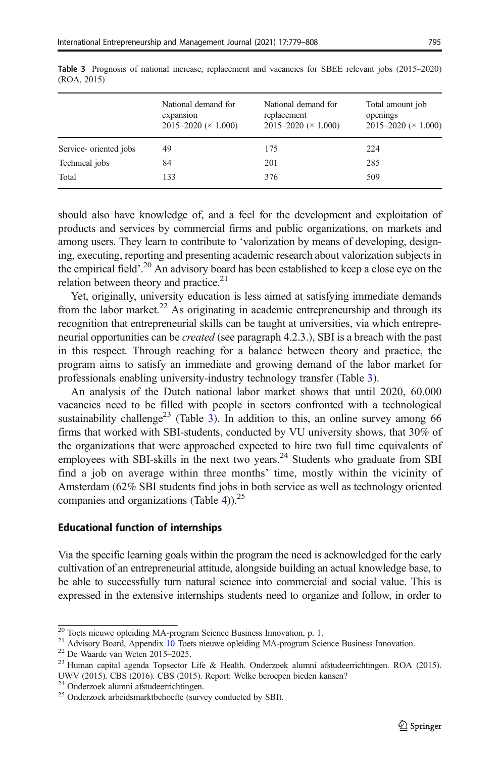Table 3 Prognosis of national increase, replacement and vacancies for SBEE relevant jobs (2015–2020) (ROA, 2015)

| | National demand for expansion 2015–2020 (× 1.000) | National demand for replacement 2015–2020 (× 1.000) | Total amount job openings 2015–2020 (× 1.000) |
|---|---|---|---|
| Service- oriented jobs | 49 | 175 | 224 |
| Technical jobs | 84 | 201 | 285 |
| Total | 133 | 376 | 509 |

should also have knowledge of, and a feel for the development and exploitation of products and services by commercial firms and public organizations, on markets and among users. They learn to contribute to 'valorization by means of developing, designing, executing, reporting and presenting academic research about valorization subjects in the empirical field'.[20] An advisory board has been established to keep a close eye on the relation between theory and practice.[21]

Yet, originally, university education is less aimed at satisfying immediate demands from the labor market.[22] As originating in academic entrepreneurship and through its recognition that entrepreneurial skills can be taught at universities, via which entrepreneurial opportunities can be *created* (see paragraph 4.2.3.), SBI is a breach with the past in this respect. Through reaching for a balance between theory and practice, the program aims to satisfy an immediate and growing demand of the labor market for professionals enabling university-industry technology transfer (Table 3).

An analysis of the Dutch national labor market shows that until 2020, 60.000 vacancies need to be filled with people in sectors confronted with a technological sustainability challenge[23] (Table 3). In addition to this, an online survey among 66 firms that worked with SBI-students, conducted by VU university shows, that 30% of the organizations that were approached expected to hire two full time equivalents of employees with SBI-skills in the next two years.[24] Students who graduate from SBI find a job on average within three months' time, mostly within the vicinity of Amsterdam (62% SBI students find jobs in both service as well as technology oriented companies and organizations (Table 4)).[25]

### Educational function of internships

Via the specific learning goals within the program the need is acknowledged for the early cultivation of an entrepreneurial attitude, alongside building an actual knowledge base, to be able to successfully turn natural science into commercial and social value. This is expressed in the extensive internships students need to organize and follow, in order to

[20] Toets nieuwe opleiding MA-program Science Business Innovation, p. 1.

[21] Advisory Board, Appendix 10 Toets nieuwe opleiding MA-program Science Business Innovation.

[22] De Waarde van Weten 2015–2025.

[23] Human capital agenda Topsector Life & Health. Onderzoek alumni afstudeerrichtingen. ROA (2015). UWV (2015). CBS (2016). CBS (2015). Report: Welke beroepen bieden kansen?

[24] Onderzoek alumni afstudeerrichtingen.

[25] Onderzoek arbeidsmarktbehoefte (survey conducted by SBI).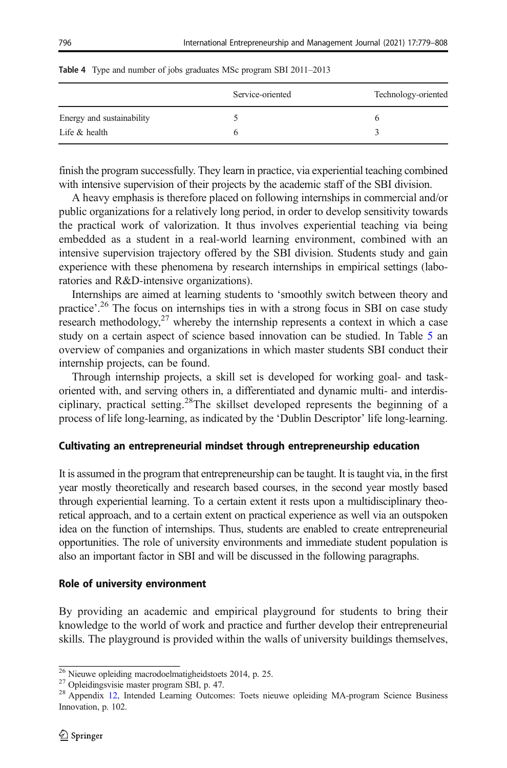Table 4 Type and number of jobs graduates MSc program SBI 2011–2013

| | Service-oriented | Technology-oriented |
|---|---|---|
| Energy and sustainability | 5 | 6 |
| Life & health | 6 | 3 |

finish the program successfully. They learn in practice, via experiential teaching combined with intensive supervision of their projects by the academic staff of the SBI division.

A heavy emphasis is therefore placed on following internships in commercial and/or public organizations for a relatively long period, in order to develop sensitivity towards the practical work of valorization. It thus involves experiential teaching via being embedded as a student in a real-world learning environment, combined with an intensive supervision trajectory offered by the SBI division. Students study and gain experience with these phenomena by research internships in empirical settings (laboratories and R&D-intensive organizations).

Internships are aimed at learning students to 'smoothly switch between theory and practice'.[26] The focus on internships ties in with a strong focus in SBI on case study research methodology,[27] whereby the internship represents a context in which a case study on a certain aspect of science based innovation can be studied. In Table 5 an overview of companies and organizations in which master students SBI conduct their internship projects, can be found.

Through internship projects, a skill set is developed for working goal- and task-oriented with, and serving others in, a differentiated and dynamic multi- and interdisciplinary, practical setting.[28]The skillset developed represents the beginning of a process of life long-learning, as indicated by the 'Dublin Descriptor' life long-learning.

### Cultivating an entrepreneurial mindset through entrepreneurship education

It is assumed in the program that entrepreneurship can be taught. It is taught via, in the first year mostly theoretically and research based courses, in the second year mostly based through experiential learning. To a certain extent it rests upon a multidisciplinary theoretical approach, and to a certain extent on practical experience as well via an outspoken idea on the function of internships. Thus, students are enabled to create entrepreneurial opportunities. The role of university environments and immediate student population is also an important factor in SBI and will be discussed in the following paragraphs.

### Role of university environment

By providing an academic and empirical playground for students to bring their knowledge to the world of work and practice and further develop their entrepreneurial skills. The playground is provided within the walls of university buildings themselves,

---

[26] Nieuwe opleiding macrodoelmatigheidstoets 2014, p. 25.

[27] Opleidingsvisie master program SBI, p. 47.

[28] Appendix 12, Intended Learning Outcomes: Toets nieuwe opleiding MA-program Science Business Innovation, p. 102.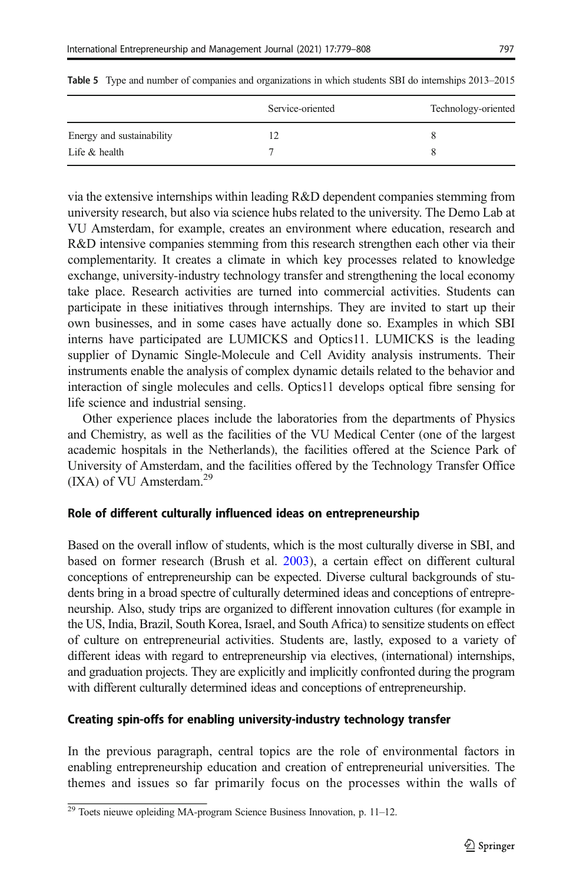Table 5 Type and number of companies and organizations in which students SBI do internships 2013–2015

| | Service-oriented | Technology-oriented |
|---|---|---|
| Energy and sustainability | 12 | 8 |
| Life & health | 7 | 8 |

via the extensive internships within leading R&D dependent companies stemming from university research, but also via science hubs related to the university. The Demo Lab at VU Amsterdam, for example, creates an environment where education, research and R&D intensive companies stemming from this research strengthen each other via their complementarity. It creates a climate in which key processes related to knowledge exchange, university-industry technology transfer and strengthening the local economy take place. Research activities are turned into commercial activities. Students can participate in these initiatives through internships. They are invited to start up their own businesses, and in some cases have actually done so. Examples in which SBI interns have participated are LUMICKS and Optics11. LUMICKS is the leading supplier of Dynamic Single-Molecule and Cell Avidity analysis instruments. Their instruments enable the analysis of complex dynamic details related to the behavior and interaction of single molecules and cells. Optics11 develops optical fibre sensing for life science and industrial sensing.

Other experience places include the laboratories from the departments of Physics and Chemistry, as well as the facilities of the VU Medical Center (one of the largest academic hospitals in the Netherlands), the facilities offered at the Science Park of University of Amsterdam, and the facilities offered by the Technology Transfer Office (IXA) of VU Amsterdam.[29]

### Role of different culturally influenced ideas on entrepreneurship

Based on the overall inflow of students, which is the most culturally diverse in SBI, and based on former research (Brush et al. 2003), a certain effect on different cultural conceptions of entrepreneurship can be expected. Diverse cultural backgrounds of students bring in a broad spectre of culturally determined ideas and conceptions of entrepreneurship. Also, study trips are organized to different innovation cultures (for example in the US, India, Brazil, South Korea, Israel, and South Africa) to sensitize students on effect of culture on entrepreneurial activities. Students are, lastly, exposed to a variety of different ideas with regard to entrepreneurship via electives, (international) internships, and graduation projects. They are explicitly and implicitly confronted during the program with different culturally determined ideas and conceptions of entrepreneurship.

### Creating spin-offs for enabling university-industry technology transfer

In the previous paragraph, central topics are the role of environmental factors in enabling entrepreneurship education and creation of entrepreneurial universities. The themes and issues so far primarily focus on the processes within the walls of

[29] Toets nieuwe opleiding MA-program Science Business Innovation, p. 11–12.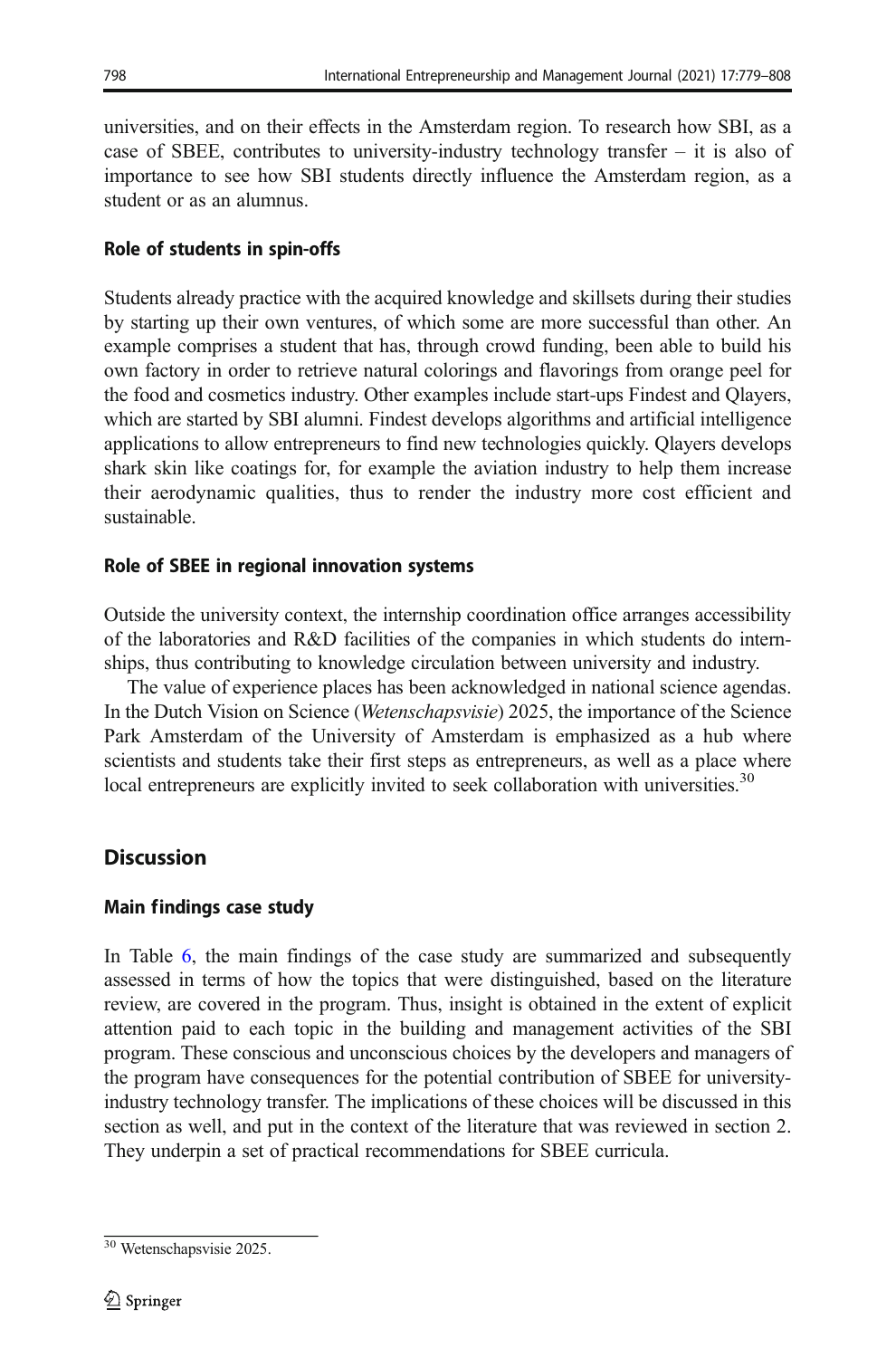universities, and on their effects in the Amsterdam region. To research how SBI, as a case of SBEE, contributes to university-industry technology transfer – it is also of importance to see how SBI students directly influence the Amsterdam region, as a student or as an alumnus.

### Role of students in spin-offs

Students already practice with the acquired knowledge and skillsets during their studies by starting up their own ventures, of which some are more successful than other. An example comprises a student that has, through crowd funding, been able to build his own factory in order to retrieve natural colorings and flavorings from orange peel for the food and cosmetics industry. Other examples include start-ups Findest and Qlayers, which are started by SBI alumni. Findest develops algorithms and artificial intelligence applications to allow entrepreneurs to find new technologies quickly. Qlayers develops shark skin like coatings for, for example the aviation industry to help them increase their aerodynamic qualities, thus to render the industry more cost efficient and sustainable.

### Role of SBEE in regional innovation systems

Outside the university context, the internship coordination office arranges accessibility of the laboratories and R&D facilities of the companies in which students do internships, thus contributing to knowledge circulation between university and industry.

The value of experience places has been acknowledged in national science agendas. In the Dutch Vision on Science (*Wetenschapsvisie*) 2025, the importance of the Science Park Amsterdam of the University of Amsterdam is emphasized as a hub where scientists and students take their first steps as entrepreneurs, as well as a place where local entrepreneurs are explicitly invited to seek collaboration with universities.[30]

## Discussion

### Main findings case study

In Table 6, the main findings of the case study are summarized and subsequently assessed in terms of how the topics that were distinguished, based on the literature review, are covered in the program. Thus, insight is obtained in the extent of explicit attention paid to each topic in the building and management activities of the SBI program. These conscious and unconscious choices by the developers and managers of the program have consequences for the potential contribution of SBEE for university-industry technology transfer. The implications of these choices will be discussed in this section as well, and put in the context of the literature that was reviewed in section 2. They underpin a set of practical recommendations for SBEE curricula.

[30] Wetenschapsvisie 2025.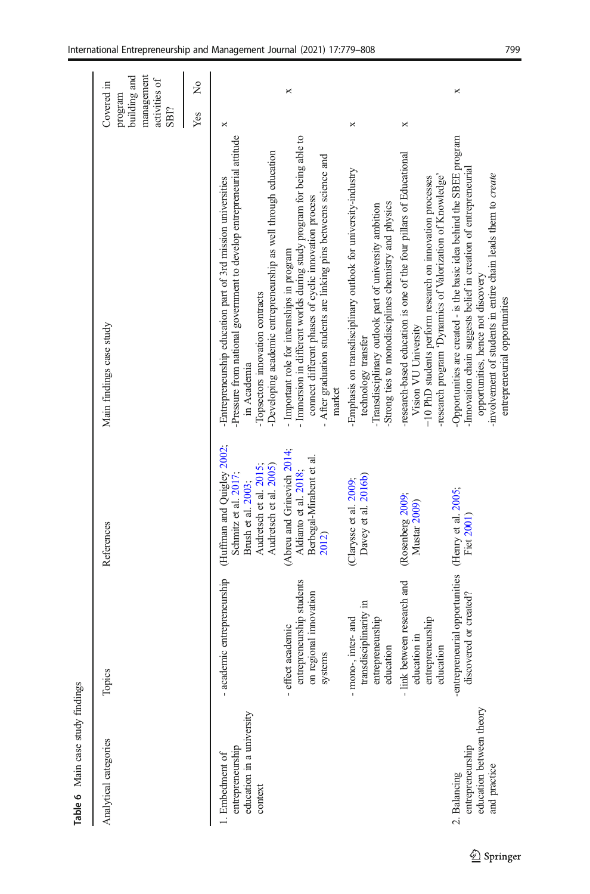**Table 6** Main case study findings

| Analytical categories | Topics | References | Main findings case study | Covered in program building and management activities of SBI? Yes | No |
|---|---|---|---|---|---|
| 1. Embedment of entrepreneurship education in a university context | - academic entrepreneurship | (Huffman and Quigley 2002; Schmitz et al. 2017; Brush et al. 2003; Audretsch et al. 2015; Audretsch et al. 2005) | -Entrepreneurship education part of 3rd mission universities<br>-Pressure from national government to develop entrepreneurial attitude in Academia<br>-Topsectors innovation contracts<br>-Developing academic entrepreneurship as well through education | x | |
| | - effect academic entrepreneurship students on regional innovation systems | (Abreu and Grinevich 2014; Aldianto et al. 2018; Berbegal-Mirabent et al. 2012) | - Important role for internships in program<br>- Immersion in different worlds during study program for being able to connect different phases of cyclic innovation process<br>- After graduation students are linking pins betweens science and market | | x |
| | - mono-, inter- and transdisciplinarity in entrepreneurship education | (Clarysse et al. 2009; Davey et al. 2016b) | -Emphasis on transdisciplinary outlook for university-industry technology transfer<br>-Transdisciplinary outlook part of university ambition<br>-Strong ties to monodisciplines chemistry and physics | x | |
| | - link between research and education in entrepreneurship education | (Rosenberg 2009; Mustar 2009) | -research-based education is one of the four pillars of Educational Vision VU University<br>−10 PhD students perform research on innovation processes<br>-research program 'Dynamics of Valorization of Knowledge' | x | |
| 2. Balancing entrepreneurship education between theory and practice | -entrepreneurial opportunities discovered or created? | (Henry et al. 2005; Fiet 2001) | -Opportunities are created - is the basic idea behind the SBEE program<br>-Innovation chain suggests belief in creation of entrepreneurial opportunities, hence not discovery<br>-involvement of students in entire chain leads them to *create* entrepreneurial opportunities | | x |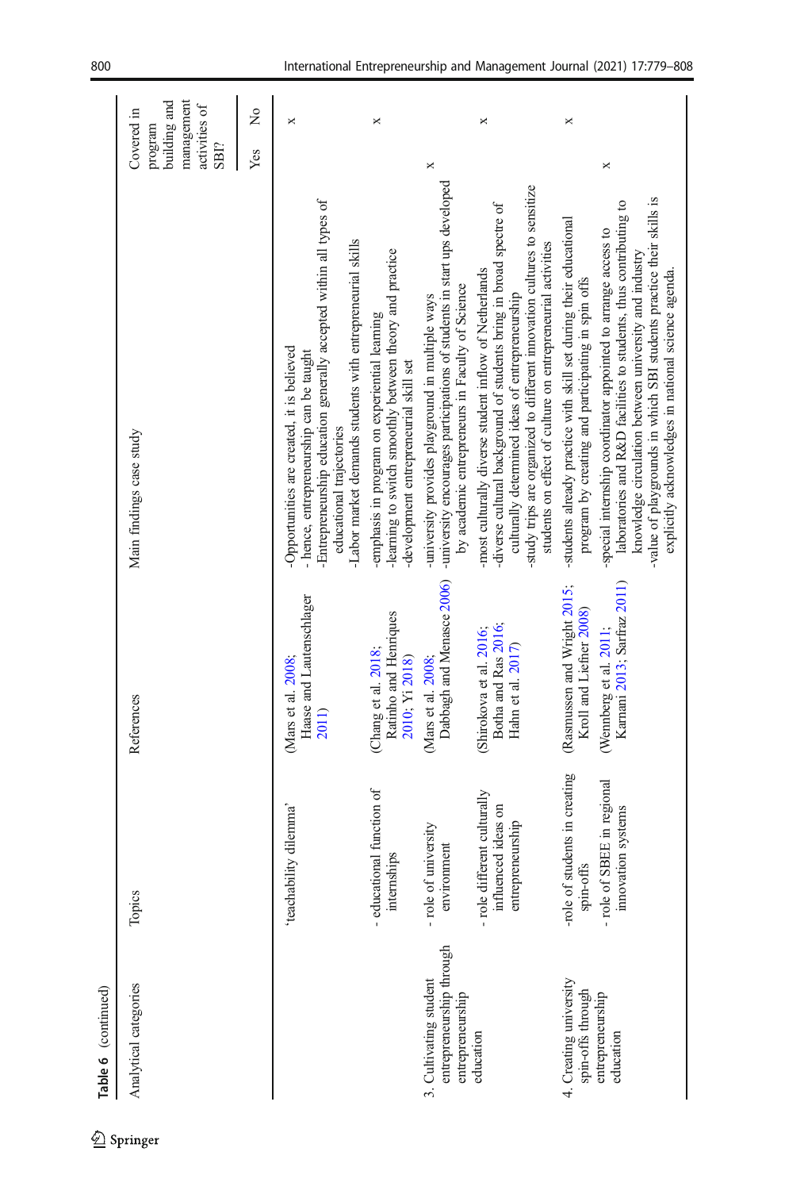**Table 6** (continued)

| Analytical categories | Topics | References | Main findings case study | Covered in program building and management activities of SBI? | |
|---|---|---|---|---|---|
| | | | | Yes | No |
| | 'teachability dilemma' | (Mars et al. 2008; Haase and Lautenschlager 2011) | -Opportunities are created, it is believed<br>- hence, entrepreneurship can be taught<br>-Entrepreneurship education generally accepted within all types of educational trajectories<br>-Labor market demands students with entrepreneurial skills | | × |
| | - educational function of internships | (Chang et al. 2018; Ratinho and Henriques 2010; Yi 2018) | -emphasis in program on experiential learning<br>-learning to switch smoothly between theory and practice<br>-development entrepreneurial skill set | | × |
| 3. Cultivating student entrepreneurship through entrepreneurship education | - role of university environment | (Mars et al. 2008; Dabbagh and Menasce 2006) | -university provides playground in multiple ways<br>-university encourages participations of students in start ups developed by academic entrepreneurs in Faculty of Science | × | |
| | - role different culturally influenced ideas on entrepreneurship | (Shirokova et al. 2016; Botha and Ras 2016; Hahn et al. 2017) | -most culturally diverse student inflow of Netherlands<br>-diverse cultural background of students bring in broad spectre of culturally determined ideas of entrepreneurship<br>-study trips are organized to different innovation cultures to sensitize students on effect of culture on entrepreneurial activities | | × |
| 4. Creating university spin-offs through entrepreneurship education | -role of students in creating spin-offs | (Rasmussen and Wright 2015; Kroll and Liefner 2008) | -students already practice with skill set during their educational program by creating and participating in spin offs | | × |
| | - role of SBEE in regional innovation systems | (Wennberg et al. 2011; Karnani 2013; Sarfraz 2011) | -special internship coordinator appointed to arrange access to laboratories and R&D facilities to students, thus contributing to knowledge circulation between university and industry<br>-value of playgrounds in which SBI students practice their skills is explicitly acknowledges in national science agenda. | × | |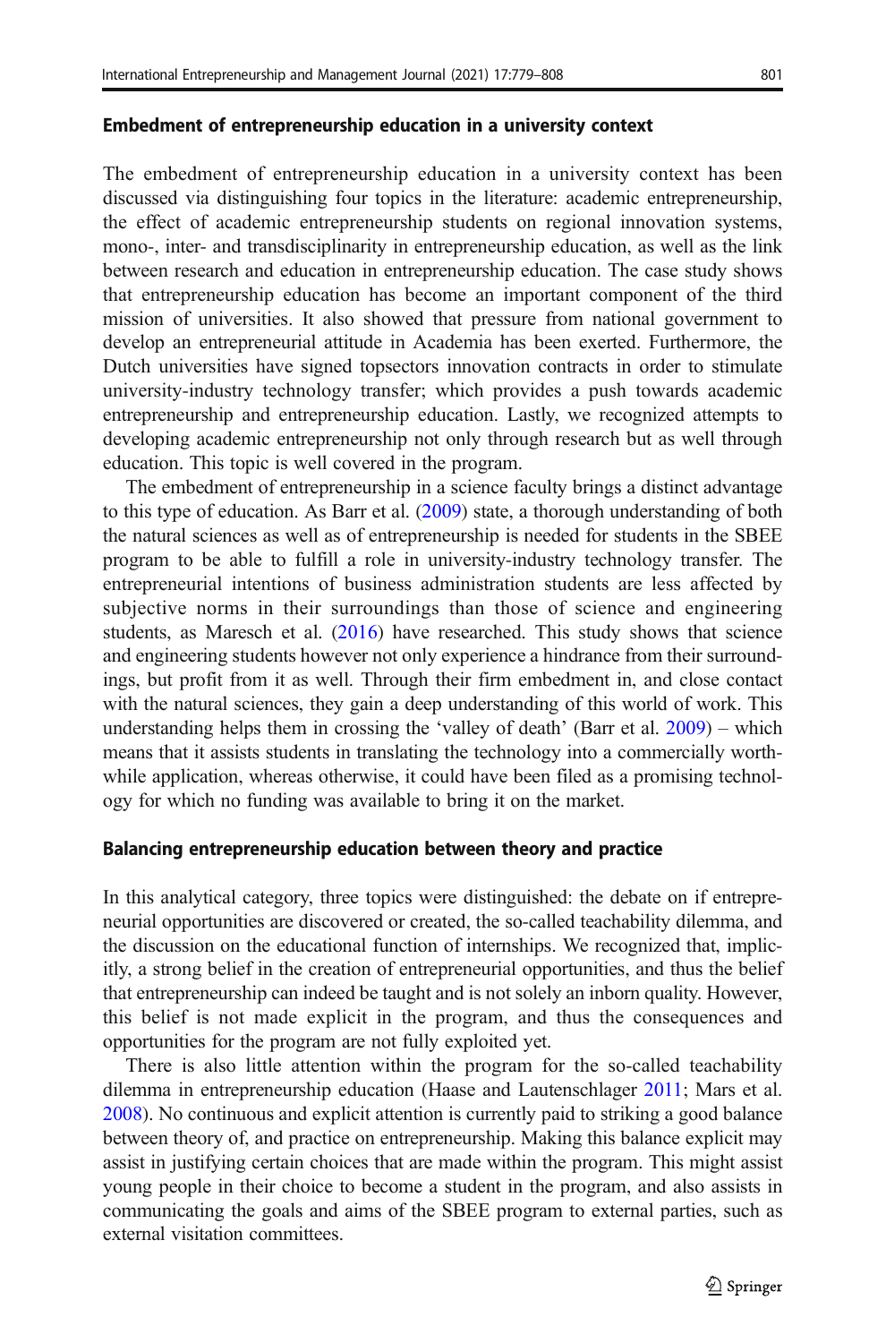### Embedment of entrepreneurship education in a university context

The embedment of entrepreneurship education in a university context has been discussed via distinguishing four topics in the literature: academic entrepreneurship, the effect of academic entrepreneurship students on regional innovation systems, mono-, inter- and transdisciplinarity in entrepreneurship education, as well as the link between research and education in entrepreneurship education. The case study shows that entrepreneurship education has become an important component of the third mission of universities. It also showed that pressure from national government to develop an entrepreneurial attitude in Academia has been exerted. Furthermore, the Dutch universities have signed topsectors innovation contracts in order to stimulate university-industry technology transfer; which provides a push towards academic entrepreneurship and entrepreneurship education. Lastly, we recognized attempts to developing academic entrepreneurship not only through research but as well through education. This topic is well covered in the program.

The embedment of entrepreneurship in a science faculty brings a distinct advantage to this type of education. As Barr et al. (2009) state, a thorough understanding of both the natural sciences as well as of entrepreneurship is needed for students in the SBEE program to be able to fulfill a role in university-industry technology transfer. The entrepreneurial intentions of business administration students are less affected by subjective norms in their surroundings than those of science and engineering students, as Maresch et al. (2016) have researched. This study shows that science and engineering students however not only experience a hindrance from their surroundings, but profit from it as well. Through their firm embedment in, and close contact with the natural sciences, they gain a deep understanding of this world of work. This understanding helps them in crossing the 'valley of death' (Barr et al. 2009) – which means that it assists students in translating the technology into a commercially worthwhile application, whereas otherwise, it could have been filed as a promising technology for which no funding was available to bring it on the market.

### Balancing entrepreneurship education between theory and practice

In this analytical category, three topics were distinguished: the debate on if entrepreneurial opportunities are discovered or created, the so-called teachability dilemma, and the discussion on the educational function of internships. We recognized that, implicitly, a strong belief in the creation of entrepreneurial opportunities, and thus the belief that entrepreneurship can indeed be taught and is not solely an inborn quality. However, this belief is not made explicit in the program, and thus the consequences and opportunities for the program are not fully exploited yet.

There is also little attention within the program for the so-called teachability dilemma in entrepreneurship education (Haase and Lautenschlager 2011; Mars et al. 2008). No continuous and explicit attention is currently paid to striking a good balance between theory of, and practice on entrepreneurship. Making this balance explicit may assist in justifying certain choices that are made within the program. This might assist young people in their choice to become a student in the program, and also assists in communicating the goals and aims of the SBEE program to external parties, such as external visitation committees.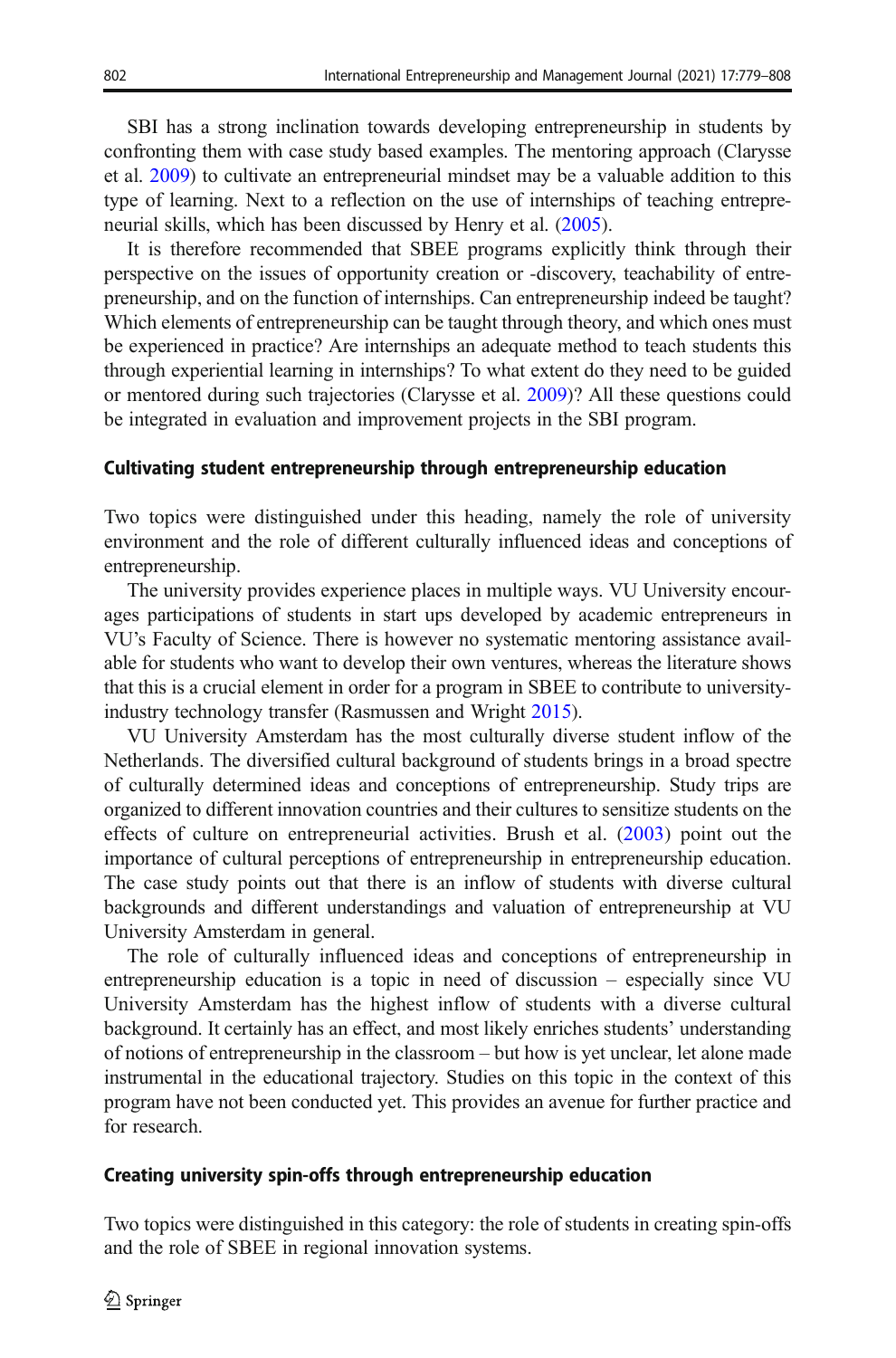SBI has a strong inclination towards developing entrepreneurship in students by confronting them with case study based examples. The mentoring approach (Clarysse et al. 2009) to cultivate an entrepreneurial mindset may be a valuable addition to this type of learning. Next to a reflection on the use of internships of teaching entrepreneurial skills, which has been discussed by Henry et al. (2005).

It is therefore recommended that SBEE programs explicitly think through their perspective on the issues of opportunity creation or -discovery, teachability of entrepreneurship, and on the function of internships. Can entrepreneurship indeed be taught? Which elements of entrepreneurship can be taught through theory, and which ones must be experienced in practice? Are internships an adequate method to teach students this through experiential learning in internships? To what extent do they need to be guided or mentored during such trajectories (Clarysse et al. 2009)? All these questions could be integrated in evaluation and improvement projects in the SBI program.

### Cultivating student entrepreneurship through entrepreneurship education

Two topics were distinguished under this heading, namely the role of university environment and the role of different culturally influenced ideas and conceptions of entrepreneurship.

The university provides experience places in multiple ways. VU University encourages participations of students in start ups developed by academic entrepreneurs in VU's Faculty of Science. There is however no systematic mentoring assistance available for students who want to develop their own ventures, whereas the literature shows that this is a crucial element in order for a program in SBEE to contribute to university-industry technology transfer (Rasmussen and Wright 2015).

VU University Amsterdam has the most culturally diverse student inflow of the Netherlands. The diversified cultural background of students brings in a broad spectre of culturally determined ideas and conceptions of entrepreneurship. Study trips are organized to different innovation countries and their cultures to sensitize students on the effects of culture on entrepreneurial activities. Brush et al. (2003) point out the importance of cultural perceptions of entrepreneurship in entrepreneurship education. The case study points out that there is an inflow of students with diverse cultural backgrounds and different understandings and valuation of entrepreneurship at VU University Amsterdam in general.

The role of culturally influenced ideas and conceptions of entrepreneurship in entrepreneurship education is a topic in need of discussion – especially since VU University Amsterdam has the highest inflow of students with a diverse cultural background. It certainly has an effect, and most likely enriches students' understanding of notions of entrepreneurship in the classroom – but how is yet unclear, let alone made instrumental in the educational trajectory. Studies on this topic in the context of this program have not been conducted yet. This provides an avenue for further practice and for research.

### Creating university spin-offs through entrepreneurship education

Two topics were distinguished in this category: the role of students in creating spin-offs and the role of SBEE in regional innovation systems.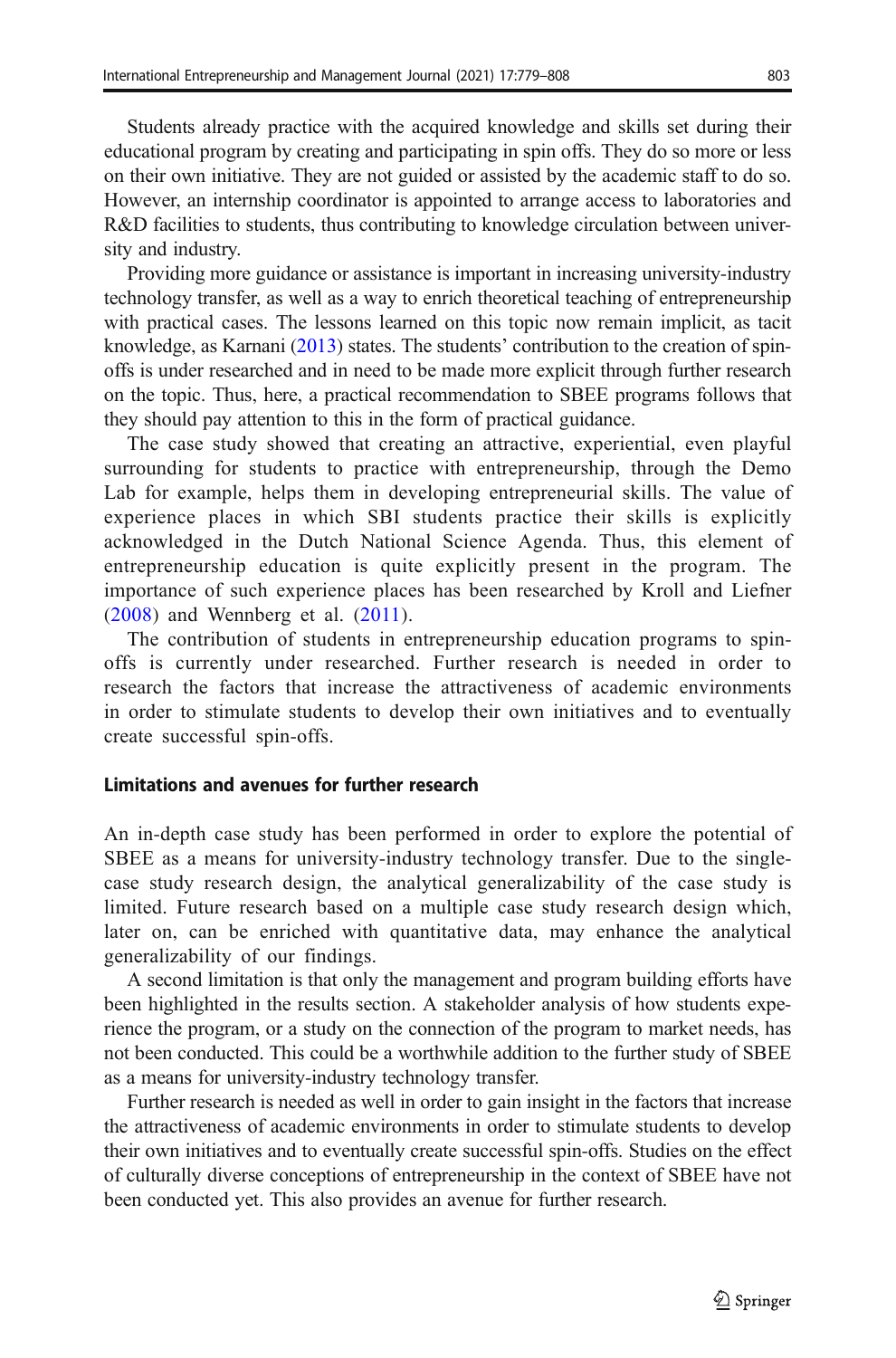Students already practice with the acquired knowledge and skills set during their educational program by creating and participating in spin offs. They do so more or less on their own initiative. They are not guided or assisted by the academic staff to do so. However, an internship coordinator is appointed to arrange access to laboratories and R&D facilities to students, thus contributing to knowledge circulation between university and industry.

Providing more guidance or assistance is important in increasing university-industry technology transfer, as well as a way to enrich theoretical teaching of entrepreneurship with practical cases. The lessons learned on this topic now remain implicit, as tacit knowledge, as Karnani (2013) states. The students' contribution to the creation of spin-offs is under researched and in need to be made more explicit through further research on the topic. Thus, here, a practical recommendation to SBEE programs follows that they should pay attention to this in the form of practical guidance.

The case study showed that creating an attractive, experiential, even playful surrounding for students to practice with entrepreneurship, through the Demo Lab for example, helps them in developing entrepreneurial skills. The value of experience places in which SBI students practice their skills is explicitly acknowledged in the Dutch National Science Agenda. Thus, this element of entrepreneurship education is quite explicitly present in the program. The importance of such experience places has been researched by Kroll and Liefner (2008) and Wennberg et al. (2011).

The contribution of students in entrepreneurship education programs to spin-offs is currently under researched. Further research is needed in order to research the factors that increase the attractiveness of academic environments in order to stimulate students to develop their own initiatives and to eventually create successful spin-offs.

### Limitations and avenues for further research

An in-depth case study has been performed in order to explore the potential of SBEE as a means for university-industry technology transfer. Due to the single-case study research design, the analytical generalizability of the case study is limited. Future research based on a multiple case study research design which, later on, can be enriched with quantitative data, may enhance the analytical generalizability of our findings.

A second limitation is that only the management and program building efforts have been highlighted in the results section. A stakeholder analysis of how students experience the program, or a study on the connection of the program to market needs, has not been conducted. This could be a worthwhile addition to the further study of SBEE as a means for university-industry technology transfer.

Further research is needed as well in order to gain insight in the factors that increase the attractiveness of academic environments in order to stimulate students to develop their own initiatives and to eventually create successful spin-offs. Studies on the effect of culturally diverse conceptions of entrepreneurship in the context of SBEE have not been conducted yet. This also provides an avenue for further research.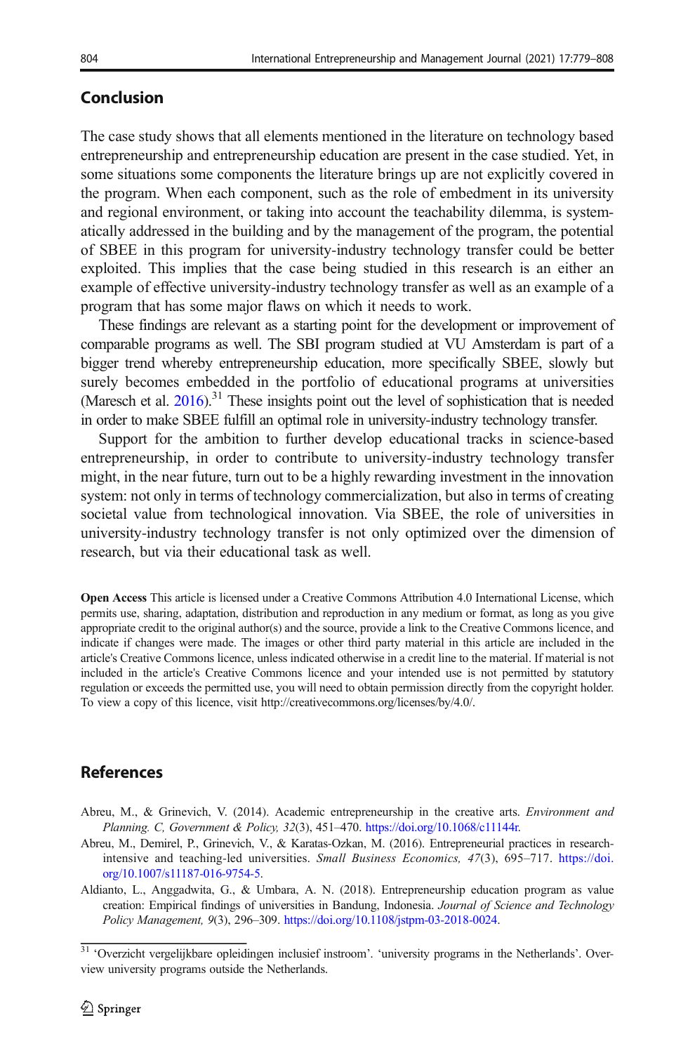## Conclusion

The case study shows that all elements mentioned in the literature on technology based entrepreneurship and entrepreneurship education are present in the case studied. Yet, in some situations some components the literature brings up are not explicitly covered in the program. When each component, such as the role of embedment in its university and regional environment, or taking into account the teachability dilemma, is systematically addressed in the building and by the management of the program, the potential of SBEE in this program for university-industry technology transfer could be better exploited. This implies that the case being studied in this research is an either an example of effective university-industry technology transfer as well as an example of a program that has some major flaws on which it needs to work.

These findings are relevant as a starting point for the development or improvement of comparable programs as well. The SBI program studied at VU Amsterdam is part of a bigger trend whereby entrepreneurship education, more specifically SBEE, slowly but surely becomes embedded in the portfolio of educational programs at universities (Maresch et al. 2016).[31] These insights point out the level of sophistication that is needed in order to make SBEE fulfill an optimal role in university-industry technology transfer.

Support for the ambition to further develop educational tracks in science-based entrepreneurship, in order to contribute to university-industry technology transfer might, in the near future, turn out to be a highly rewarding investment in the innovation system: not only in terms of technology commercialization, but also in terms of creating societal value from technological innovation. Via SBEE, the role of universities in university-industry technology transfer is not only optimized over the dimension of research, but via their educational task as well.

**Open Access** This article is licensed under a Creative Commons Attribution 4.0 International License, which permits use, sharing, adaptation, distribution and reproduction in any medium or format, as long as you give appropriate credit to the original author(s) and the source, provide a link to the Creative Commons licence, and indicate if changes were made. The images or other third party material in this article are included in the article's Creative Commons licence, unless indicated otherwise in a credit line to the material. If material is not included in the article's Creative Commons licence and your intended use is not permitted by statutory regulation or exceeds the permitted use, you will need to obtain permission directly from the copyright holder. To view a copy of this licence, visit http://creativecommons.org/licenses/by/4.0/.

## References

Abreu, M., & Grinevich, V. (2014). Academic entrepreneurship in the creative arts. *Environment and Planning. C, Government & Policy, 32*(3), 451–470. https://doi.org/10.1068/c11144r.

Abreu, M., Demirel, P., Grinevich, V., & Karatas-Ozkan, M. (2016). Entrepreneurial practices in research-intensive and teaching-led universities. *Small Business Economics, 47*(3), 695–717. https://doi.org/10.1007/s11187-016-9754-5.

Aldianto, L., Anggadwita, G., & Umbara, A. N. (2018). Entrepreneurship education program as value creation: Empirical findings of universities in Bandung, Indonesia. *Journal of Science and Technology Policy Management, 9*(3), 296–309. https://doi.org/10.1108/jstpm-03-2018-0024.

[31] 'Overzicht vergelijkbare opleidingen inclusief instroom'. 'university programs in the Netherlands'. Overview university programs outside the Netherlands.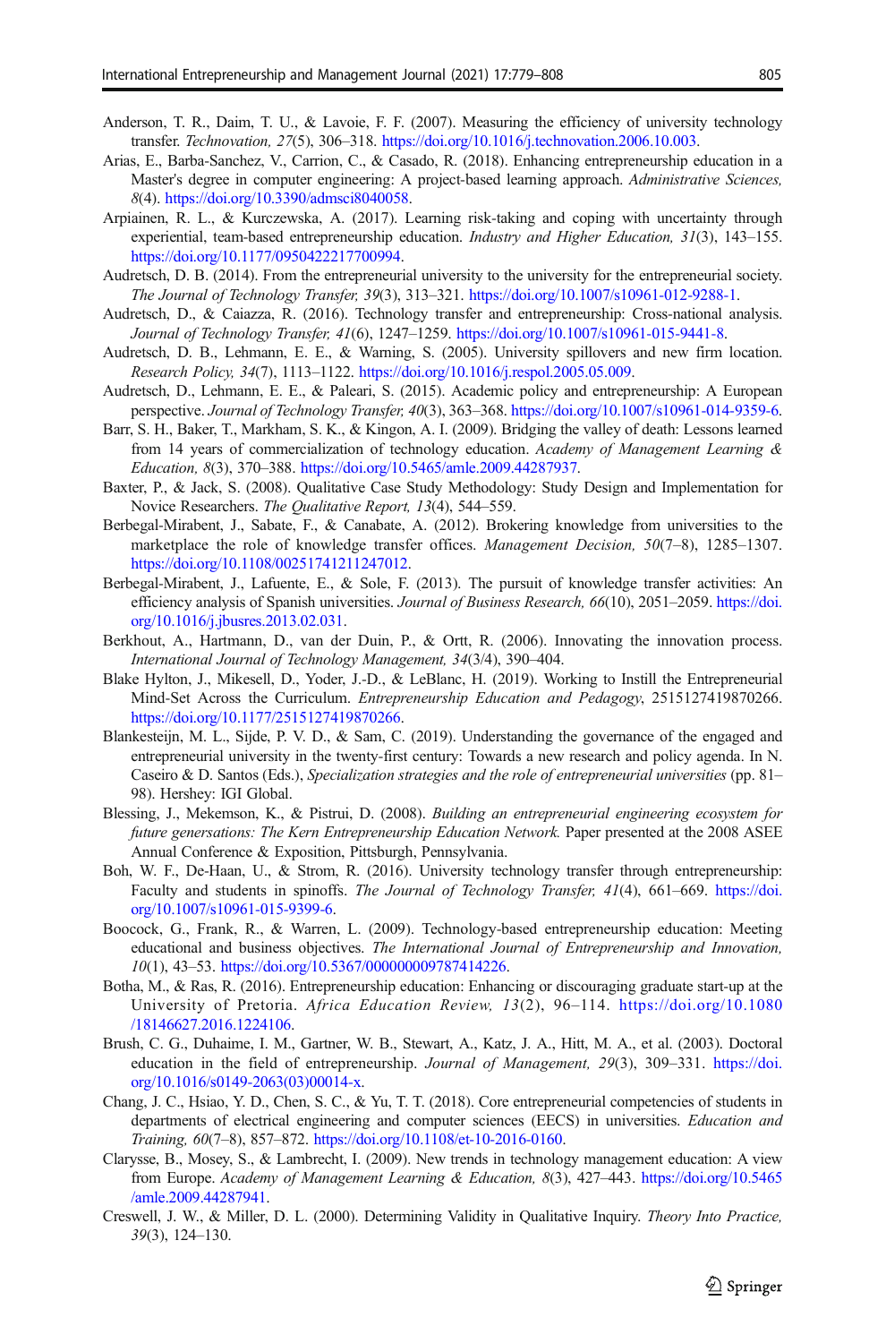Anderson, T. R., Daim, T. U., & Lavoie, F. F. (2007). Measuring the efficiency of university technology transfer. *Technovation, 27*(5), 306–318. https://doi.org/10.1016/j.technovation.2006.10.003.

Arias, E., Barba-Sanchez, V., Carrion, C., & Casado, R. (2018). Enhancing entrepreneurship education in a Master's degree in computer engineering: A project-based learning approach. *Administrative Sciences, 8*(4). https://doi.org/10.3390/admsci8040058.

Arpiainen, R. L., & Kurczewska, A. (2017). Learning risk-taking and coping with uncertainty through experiential, team-based entrepreneurship education. *Industry and Higher Education, 31*(3), 143–155. https://doi.org/10.1177/0950422217700994.

Audretsch, D. B. (2014). From the entrepreneurial university to the university for the entrepreneurial society. *The Journal of Technology Transfer, 39*(3), 313–321. https://doi.org/10.1007/s10961-012-9288-1.

Audretsch, D., & Caiazza, R. (2016). Technology transfer and entrepreneurship: Cross-national analysis. *Journal of Technology Transfer, 41*(6), 1247–1259. https://doi.org/10.1007/s10961-015-9441-8.

Audretsch, D. B., Lehmann, E. E., & Warning, S. (2005). University spillovers and new firm location. *Research Policy, 34*(7), 1113–1122. https://doi.org/10.1016/j.respol.2005.05.009.

Audretsch, D., Lehmann, E. E., & Paleari, S. (2015). Academic policy and entrepreneurship: A European perspective. *Journal of Technology Transfer, 40*(3), 363–368. https://doi.org/10.1007/s10961-014-9359-6.

Barr, S. H., Baker, T., Markham, S. K., & Kingon, A. I. (2009). Bridging the valley of death: Lessons learned from 14 years of commercialization of technology education. *Academy of Management Learning & Education, 8*(3), 370–388. https://doi.org/10.5465/amle.2009.44287937.

Baxter, P., & Jack, S. (2008). Qualitative Case Study Methodology: Study Design and Implementation for Novice Researchers. *The Qualitative Report, 13*(4), 544–559.

Berbegal-Mirabent, J., Sabate, F., & Cañabate, A. (2012). Brokering knowledge from universities to the marketplace the role of knowledge transfer offices. *Management Decision, 50*(7–8), 1285–1307. https://doi.org/10.1108/00251741211247012.

Berbegal-Mirabent, J., Lafuente, E., & Sole, F. (2013). The pursuit of knowledge transfer activities: An efficiency analysis of Spanish universities. *Journal of Business Research, 66*(10), 2051–2059. https://doi.org/10.1016/j.jbusres.2013.02.031.

Berkhout, A., Hartmann, D., van der Duin, P., & Ortt, R. (2006). Innovating the innovation process. *International Journal of Technology Management, 34*(3/4), 390–404.

Blake Hylton, J., Mikesell, D., Yoder, J.-D., & LeBlanc, H. (2019). Working to Instill the Entrepreneurial Mind-Set Across the Curriculum. *Entrepreneurship Education and Pedagogy*, 2515127419870266. https://doi.org/10.1177/2515127419870266.

Blankesteijn, M. L., Sijde, P. V. D., & Sam, C. (2019). Understanding the governance of the engaged and entrepreneurial university in the twenty-first century: Towards a new research and policy agenda. In N. Caseiro & D. Santos (Eds.), *Specialization strategies and the role of entrepreneurial universities* (pp. 81–98). Hershey: IGI Global.

Blessing, J., Mekemson, K., & Pistrui, D. (2008). *Building an entrepreneurial engineering ecosystem for future genersations: The Kern Entrepreneurship Education Network.* Paper presented at the 2008 ASEE Annual Conference & Exposition, Pittsburgh, Pennsylvania.

Boh, W. F., De-Haan, U., & Strom, R. (2016). University technology transfer through entrepreneurship: Faculty and students in spinoffs. *The Journal of Technology Transfer, 41*(4), 661–669. https://doi.org/10.1007/s10961-015-9399-6.

Boocock, G., Frank, R., & Warren, L. (2009). Technology-based entrepreneurship education: Meeting educational and business objectives. *The International Journal of Entrepreneurship and Innovation, 10*(1), 43–53. https://doi.org/10.5367/000000009787414226.

Botha, M., & Ras, R. (2016). Entrepreneurship education: Enhancing or discouraging graduate start-up at the University of Pretoria. *Africa Education Review, 13*(2), 96–114. https://doi.org/10.1080/18146627.2016.1224106.

Brush, C. G., Duhaime, I. M., Gartner, W. B., Stewart, A., Katz, J. A., Hitt, M. A., et al. (2003). Doctoral education in the field of entrepreneurship. *Journal of Management, 29*(3), 309–331. https://doi.org/10.1016/s0149-2063(03)00014-x.

Chang, J. C., Hsiao, Y. D., Chen, S. C., & Yu, T. T. (2018). Core entrepreneurial competencies of students in departments of electrical engineering and computer sciences (EECS) in universities. *Education and Training, 60*(7–8), 857–872. https://doi.org/10.1108/et-10-2016-0160.

Clarysse, B., Mosey, S., & Lambrecht, I. (2009). New trends in technology management education: A view from Europe. *Academy of Management Learning & Education, 8*(3), 427–443. https://doi.org/10.5465/amle.2009.44287941.

Creswell, J. W., & Miller, D. L. (2000). Determining Validity in Qualitative Inquiry. *Theory Into Practice, 39*(3), 124–130.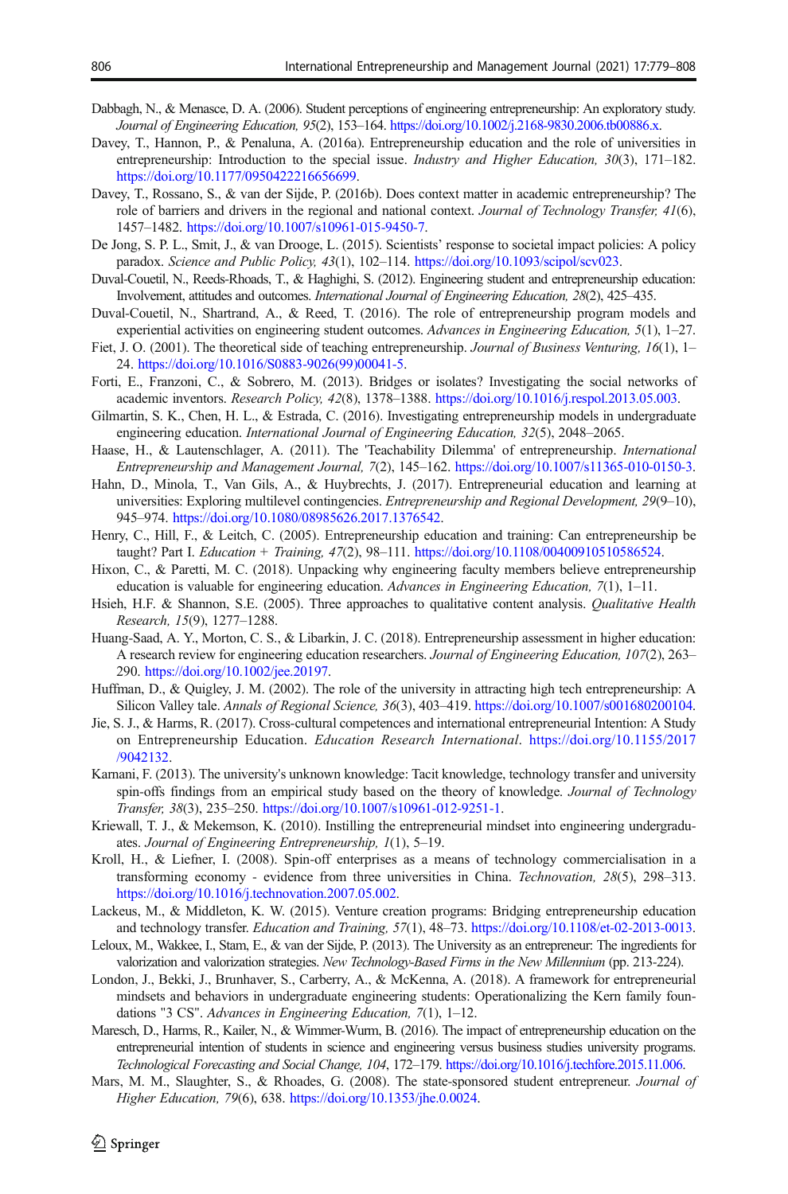Dabbagh, N., & Menasce, D. A. (2006). Student perceptions of engineering entrepreneurship: An exploratory study. *Journal of Engineering Education, 95*(2), 153–164. https://doi.org/10.1002/j.2168-9830.2006.tb00886.x.

Davey, T., Hannon, P., & Penaluna, A. (2016a). Entrepreneurship education and the role of universities in entrepreneurship: Introduction to the special issue. *Industry and Higher Education, 30*(3), 171–182. https://doi.org/10.1177/0950422216656699.

Davey, T., Rossano, S., & van der Sijde, P. (2016b). Does context matter in academic entrepreneurship? The role of barriers and drivers in the regional and national context. *Journal of Technology Transfer, 41*(6), 1457–1482. https://doi.org/10.1007/s10961-015-9450-7.

De Jong, S. P. L., Smit, J., & van Drooge, L. (2015). Scientists' response to societal impact policies: A policy paradox. *Science and Public Policy, 43*(1), 102–114. https://doi.org/10.1093/scipol/scv023.

Duval-Couetil, N., Reeds-Rhoads, T., & Haghighi, S. (2012). Engineering student and entrepreneurship education: Involvement, attitudes and outcomes. *International Journal of Engineering Education, 28*(2), 425–435.

Duval-Couetil, N., Shartrand, A., & Reed, T. (2016). The role of entrepreneurship program models and experiential activities on engineering student outcomes. *Advances in Engineering Education, 5*(1), 1–27.

Fiet, J. O. (2001). The theoretical side of teaching entrepreneurship. *Journal of Business Venturing, 16*(1), 1–24. https://doi.org/10.1016/S0883-9026(99)00041-5.

Forti, E., Franzoni, C., & Sobrero, M. (2013). Bridges or isolates? Investigating the social networks of academic inventors. *Research Policy, 42*(8), 1378–1388. https://doi.org/10.1016/j.respol.2013.05.003.

Gilmartin, S. K., Chen, H. L., & Estrada, C. (2016). Investigating entrepreneurship models in undergraduate engineering education. *International Journal of Engineering Education, 32*(5), 2048–2065.

Haase, H., & Lautenschlager, A. (2011). The 'Teachability Dilemma' of entrepreneurship. *International Entrepreneurship and Management Journal, 7*(2), 145–162. https://doi.org/10.1007/s11365-010-0150-3.

Hahn, D., Minola, T., Van Gils, A., & Huybrechts, J. (2017). Entrepreneurial education and learning at universities: Exploring multilevel contingencies. *Entrepreneurship and Regional Development, 29*(9–10), 945–974. https://doi.org/10.1080/08985626.2017.1376542.

Henry, C., Hill, F., & Leitch, C. (2005). Entrepreneurship education and training: Can entrepreneurship be taught? Part I. *Education + Training, 47*(2), 98–111. https://doi.org/10.1108/00400910510586524.

Hixon, C., & Paretti, M. C. (2018). Unpacking why engineering faculty members believe entrepreneurship education is valuable for engineering education. *Advances in Engineering Education, 7*(1), 1–11.

Hsieh, H.F. & Shannon, S.E. (2005). Three approaches to qualitative content analysis. *Qualitative Health Research, 15*(9), 1277–1288.

Huang-Saad, A. Y., Morton, C. S., & Libarkin, J. C. (2018). Entrepreneurship assessment in higher education: A research review for engineering education researchers. *Journal of Engineering Education, 107*(2), 263–290. https://doi.org/10.1002/jee.20197.

Huffman, D., & Quigley, J. M. (2002). The role of the university in attracting high tech entrepreneurship: A Silicon Valley tale. *Annals of Regional Science, 36*(3), 403–419. https://doi.org/10.1007/s001680200104.

Jie, S. J., & Harms, R. (2017). Cross-cultural competences and international entrepreneurial Intention: A Study on Entrepreneurship Education. *Education Research International*. https://doi.org/10.1155/2017/9042132.

Karnani, F. (2013). The university's unknown knowledge: Tacit knowledge, technology transfer and university spin-offs findings from an empirical study based on the theory of knowledge. *Journal of Technology Transfer, 38*(3), 235–250. https://doi.org/10.1007/s10961-012-9251-1.

Kriewall, T. J., & Mekemson, K. (2010). Instilling the entrepreneurial mindset into engineering undergraduates. *Journal of Engineering Entrepreneurship, 1*(1), 5–19.

Kroll, H., & Liefner, I. (2008). Spin-off enterprises as a means of technology commercialisation in a transforming economy - evidence from three universities in China. *Technovation, 28*(5), 298–313. https://doi.org/10.1016/j.technovation.2007.05.002.

Lackeus, M., & Middleton, K. W. (2015). Venture creation programs: Bridging entrepreneurship education and technology transfer. *Education and Training, 57*(1), 48–73. https://doi.org/10.1108/et-02-2013-0013.

Leloux, M., Wakkee, I., Stam, E., & van der Sijde, P. (2013). The University as an entrepreneur: The ingredients for valorization and valorization strategies. *New Technology-Based Firms in the New Millennium* (pp. 213-224).

London, J., Bekki, J., Brunhaver, S., Carberry, A., & McKenna, A. (2018). A framework for entrepreneurial mindsets and behaviors in undergraduate engineering students: Operationalizing the Kern family foundations "3 CS". *Advances in Engineering Education, 7*(1), 1–12.

Maresch, D., Harms, R., Kailer, N., & Wimmer-Wurm, B. (2016). The impact of entrepreneurship education on the entrepreneurial intention of students in science and engineering versus business studies university programs. *Technological Forecasting and Social Change, 104*, 172–179. https://doi.org/10.1016/j.techfore.2015.11.006.

Mars, M. M., Slaughter, S., & Rhoades, G. (2008). The state-sponsored student entrepreneur. *Journal of Higher Education, 79*(6), 638. https://doi.org/10.1353/jhe.0.0024.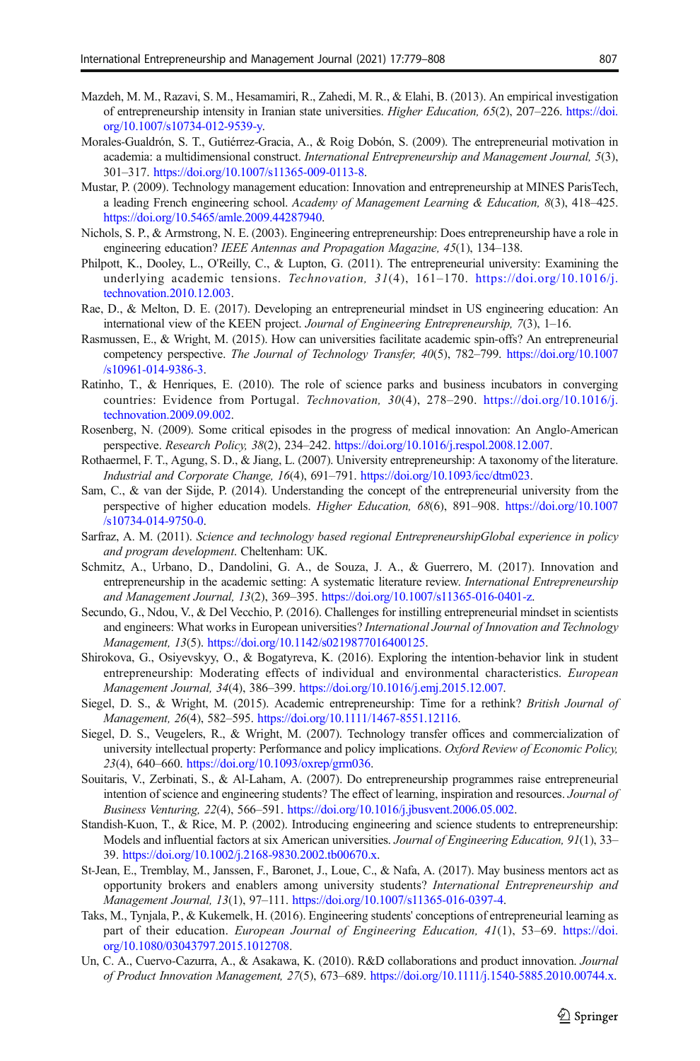Mazdeh, M. M., Razavi, S. M., Hesamamiri, R., Zahedi, M. R., & Elahi, B. (2013). An empirical investigation of entrepreneurship intensity in Iranian state universities. *Higher Education, 65*(2), 207–226. https://doi.org/10.1007/s10734-012-9539-y.

Morales-Gualdrón, S. T., Gutiérrez-Gracia, A., & Roig Dobón, S. (2009). The entrepreneurial motivation in academia: a multidimensional construct. *International Entrepreneurship and Management Journal, 5*(3), 301–317. https://doi.org/10.1007/s11365-009-0113-8.

Mustar, P. (2009). Technology management education: Innovation and entrepreneurship at MINES ParisTech, a leading French engineering school. *Academy of Management Learning & Education, 8*(3), 418–425. https://doi.org/10.5465/amle.2009.44287940.

Nichols, S. P., & Armstrong, N. E. (2003). Engineering entrepreneurship: Does entrepreneurship have a role in engineering education? *IEEE Antennas and Propagation Magazine, 45*(1), 134–138.

Philpott, K., Dooley, L., O'Reilly, C., & Lupton, G. (2011). The entrepreneurial university: Examining the underlying academic tensions. *Technovation, 31*(4), 161–170. https://doi.org/10.1016/j.technovation.2010.12.003.

Rae, D., & Melton, D. E. (2017). Developing an entrepreneurial mindset in US engineering education: An international view of the KEEN project. *Journal of Engineering Entrepreneurship, 7*(3), 1–16.

Rasmussen, E., & Wright, M. (2015). How can universities facilitate academic spin-offs? An entrepreneurial competency perspective. *The Journal of Technology Transfer, 40*(5), 782–799. https://doi.org/10.1007/s10961-014-9386-3.

Ratinho, T., & Henriques, E. (2010). The role of science parks and business incubators in converging countries: Evidence from Portugal. *Technovation, 30*(4), 278–290. https://doi.org/10.1016/j.technovation.2009.09.002.

Rosenberg, N. (2009). Some critical episodes in the progress of medical innovation: An Anglo-American perspective. *Research Policy, 38*(2), 234–242. https://doi.org/10.1016/j.respol.2008.12.007.

Rothaermel, F. T., Agung, S. D., & Jiang, L. (2007). University entrepreneurship: A taxonomy of the literature. *Industrial and Corporate Change, 16*(4), 691–791. https://doi.org/10.1093/icc/dtm023.

Sam, C., & van der Sijde, P. (2014). Understanding the concept of the entrepreneurial university from the perspective of higher education models. *Higher Education, 68*(6), 891–908. https://doi.org/10.1007/s10734-014-9750-0.

Sarfraz, A. M. (2011). *Science and technology based regional EntrepreneurshipGlobal experience in policy and program development*. Cheltenham: UK.

Schmitz, A., Urbano, D., Dandolini, G. A., de Souza, J. A., & Guerrero, M. (2017). Innovation and entrepreneurship in the academic setting: A systematic literature review. *International Entrepreneurship and Management Journal, 13*(2), 369–395. https://doi.org/10.1007/s11365-016-0401-z.

Secundo, G., Ndou, V., & Del Vecchio, P. (2016). Challenges for instilling entrepreneurial mindset in scientists and engineers: What works in European universities? *International Journal of Innovation and Technology Management, 13*(5). https://doi.org/10.1142/s0219877016400125.

Shirokova, G., Osiyevskyy, O., & Bogatyreva, K. (2016). Exploring the intention-behavior link in student entrepreneurship: Moderating effects of individual and environmental characteristics. *European Management Journal, 34*(4), 386–399. https://doi.org/10.1016/j.emj.2015.12.007.

Siegel, D. S., & Wright, M. (2015). Academic entrepreneurship: Time for a rethink? *British Journal of Management, 26*(4), 582–595. https://doi.org/10.1111/1467-8551.12116.

Siegel, D. S., Veugelers, R., & Wright, M. (2007). Technology transfer offices and commercialization of university intellectual property: Performance and policy implications. *Oxford Review of Economic Policy, 23*(4), 640–660. https://doi.org/10.1093/oxrep/grm036.

Souitaris, V., Zerbinati, S., & Al-Laham, A. (2007). Do entrepreneurship programmes raise entrepreneurial intention of science and engineering students? The effect of learning, inspiration and resources. *Journal of Business Venturing, 22*(4), 566–591. https://doi.org/10.1016/j.jbusvent.2006.05.002.

Standish-Kuon, T., & Rice, M. P. (2002). Introducing engineering and science students to entrepreneurship: Models and influential factors at six American universities. *Journal of Engineering Education, 91*(1), 33–39. https://doi.org/10.1002/j.2168-9830.2002.tb00670.x.

St-Jean, E., Tremblay, M., Janssen, F., Baronet, J., Loue, C., & Nafa, A. (2017). May business mentors act as opportunity brokers and enablers among university students? *International Entrepreneurship and Management Journal, 13*(1), 97–111. https://doi.org/10.1007/s11365-016-0397-4.

Taks, M., Tynjala, P., & Kukemelk, H. (2016). Engineering students' conceptions of entrepreneurial learning as part of their education. *European Journal of Engineering Education, 41*(1), 53–69. https://doi.org/10.1080/03043797.2015.1012708.

Un, C. A., Cuervo-Cazurra, A., & Asakawa, K. (2010). R&D collaborations and product innovation. *Journal of Product Innovation Management, 27*(5), 673–689. https://doi.org/10.1111/j.1540-5885.2010.00744.x.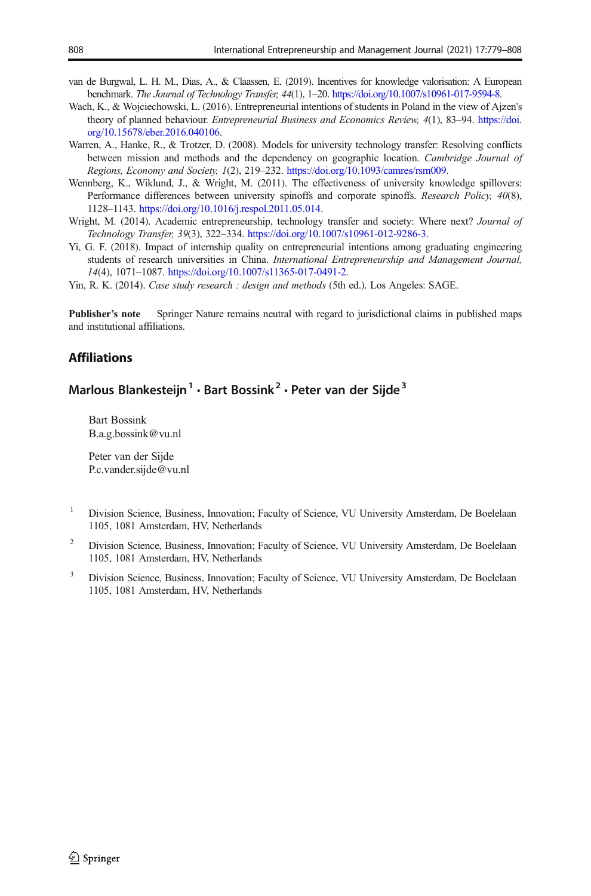van de Burgwal, L. H. M., Dias, A., & Claassen, E. (2019). Incentives for knowledge valorisation: A European benchmark. *The Journal of Technology Transfer, 44*(1), 1–20. https://doi.org/10.1007/s10961-017-9594-8.

Wach, K., & Wojciechowski, L. (2016). Entrepreneurial intentions of students in Poland in the view of Ajzen's theory of planned behaviour. *Entrepreneurial Business and Economics Review, 4*(1), 83–94. https://doi.org/10.15678/eber.2016.040106.

Warren, A., Hanke, R., & Trotzer, D. (2008). Models for university technology transfer: Resolving conflicts between mission and methods and the dependency on geographic location. *Cambridge Journal of Regions, Economy and Society, 1*(2), 219–232. https://doi.org/10.1093/camres/rsm009.

Wennberg, K., Wiklund, J., & Wright, M. (2011). The effectiveness of university knowledge spillovers: Performance differences between university spinoffs and corporate spinoffs. *Research Policy, 40*(8), 1128–1143. https://doi.org/10.1016/j.respol.2011.05.014.

Wright, M. (2014). Academic entrepreneurship, technology transfer and society: Where next? *Journal of Technology Transfer, 39*(3), 322–334. https://doi.org/10.1007/s10961-012-9286-3.

Yi, G. F. (2018). Impact of internship quality on entrepreneurial intentions among graduating engineering students of research universities in China. *International Entrepreneurship and Management Journal, 14*(4), 1071–1087. https://doi.org/10.1007/s11365-017-0491-2.

Yin, R. K. (2014). *Case study research : design and methods* (5th ed.). Los Angeles: SAGE.

**Publisher's note** Springer Nature remains neutral with regard to jurisdictional claims in published maps and institutional affiliations.

## Affiliations

### Marlous Blankesteijn[1] · Bart Bossink[2] · Peter van der Sijde[3]

Bart Bossink
B.a.g.bossink@vu.nl

Peter van der Sijde
P.c.vander.sijde@vu.nl

[1] Division Science, Business, Innovation; Faculty of Science, VU University Amsterdam, De Boelelaan 1105, 1081 Amsterdam, HV, Netherlands

[2] Division Science, Business, Innovation; Faculty of Science, VU University Amsterdam, De Boelelaan 1105, 1081 Amsterdam, HV, Netherlands

[3] Division Science, Business, Innovation; Faculty of Science, VU University Amsterdam, De Boelelaan 1105, 1081 Amsterdam, HV, Netherlands